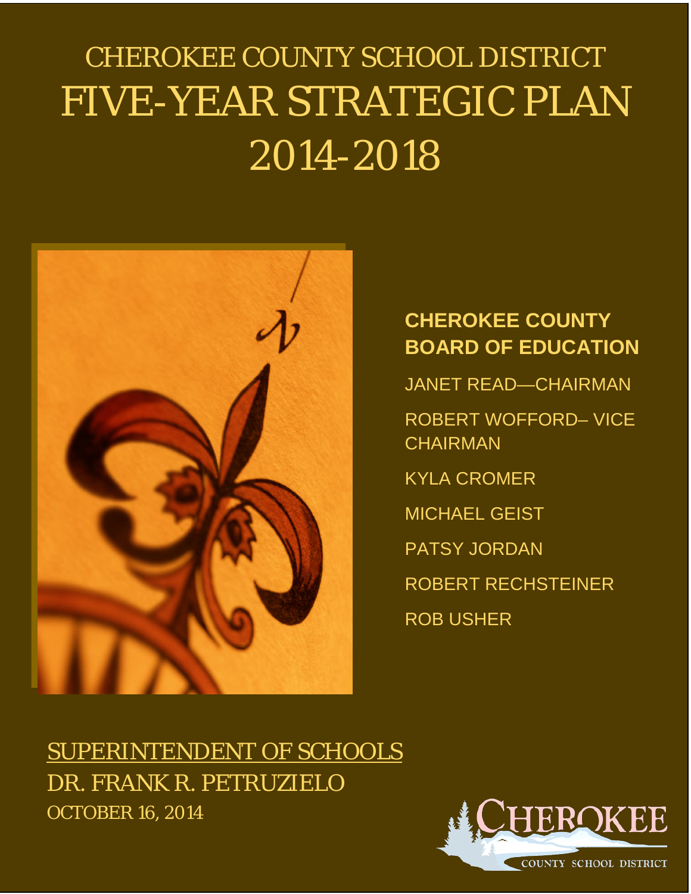# CHEROKEE COUNTY SCHOOL DISTRICT

# FIVE-YEAR STRATEGIC PLAN 2014-2018

**CHEROKEE COUNTY BOARD OF EDUCATION**

JANET READ—CHAIRMAN

ROBERT WOFFORD– VICE CHAIRMAN

KYLA CROMER

MICHAEL GEIST

PATSY JORDAN

ROBERT RECHSTEINER

ROB USHER

SUPERINTENDENT OF SCHOOLS

DR. FRANK R. PETRUZIELO

OCTOBER 16, 2014

CHEROKEE COUNTY SCHOOL DISTRICT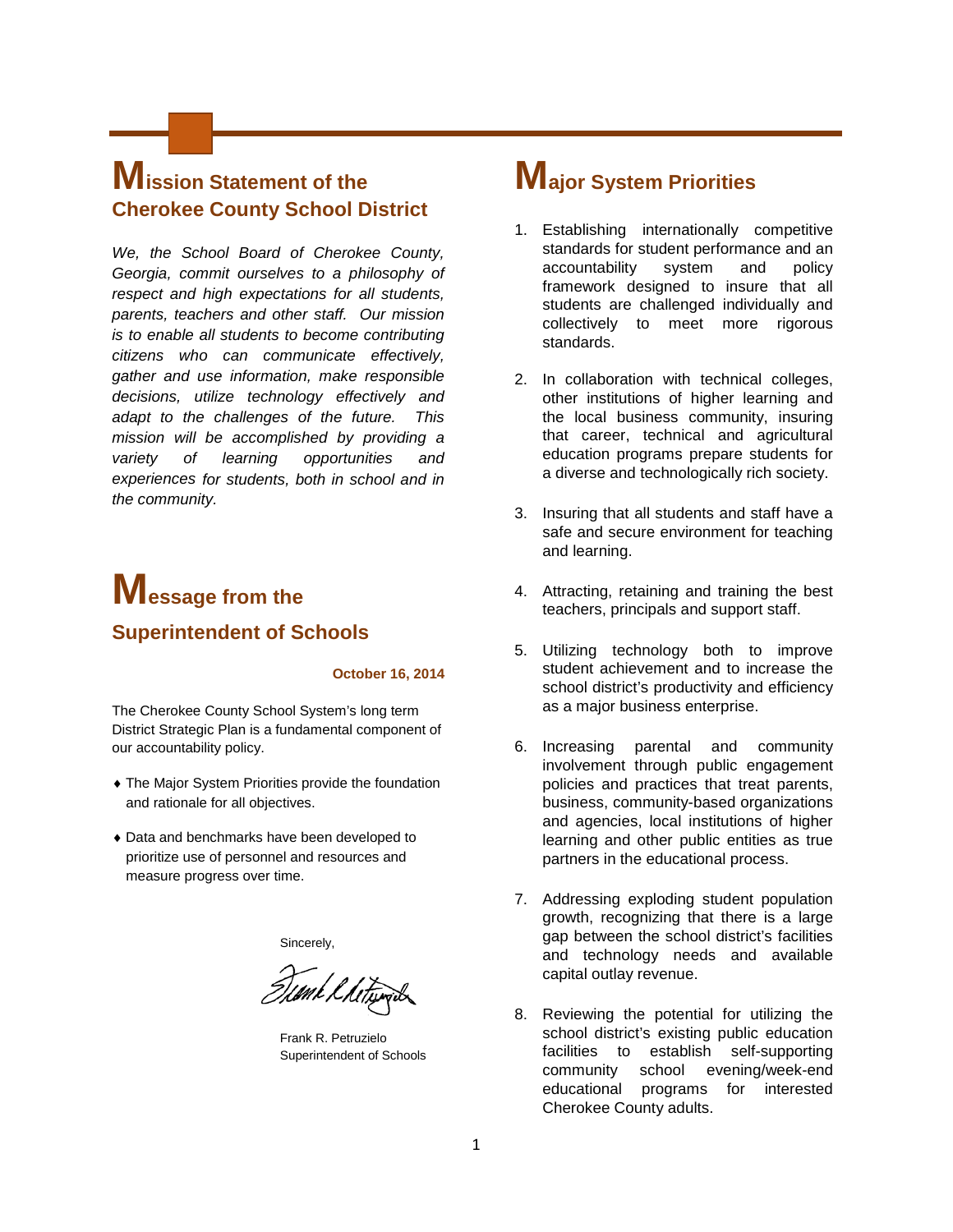## Mission Statement of the Cherokee County School District

*We, the School Board of Cherokee County, Georgia, commit ourselves to a philosophy of respect and high expectations for all students, parents, teachers and other staff. Our mission is to enable all students to become contributing citizens who can communicate effectively, gather and use information, make responsible decisions, utilize technology effectively and adapt to the challenges of the future. This mission will be accomplished by providing a variety of learning opportunities and experiences for students, both in school and in the community.*

## Message from the Superintendent of Schools

**October 16, 2014**

The Cherokee County School System's long term District Strategic Plan is a fundamental component of our accountability policy.

- The Major System Priorities provide the foundation and rationale for all objectives.
- Data and benchmarks have been developed to prioritize use of personnel and resources and measure progress over time.

Sincerely,

Frank R. Petruzielo
Superintendent of Schools

## Major System Priorities

1. Establishing internationally competitive standards for student performance and an accountability system and policy framework designed to insure that all students are challenged individually and collectively to meet more rigorous standards.
2. In collaboration with technical colleges, other institutions of higher learning and the local business community, insuring that career, technical and agricultural education programs prepare students for a diverse and technologically rich society.
3. Insuring that all students and staff have a safe and secure environment for teaching and learning.
4. Attracting, retaining and training the best teachers, principals and support staff.
5. Utilizing technology both to improve student achievement and to increase the school district's productivity and efficiency as a major business enterprise.
6. Increasing parental and community involvement through public engagement policies and practices that treat parents, business, community-based organizations and agencies, local institutions of higher learning and other public entities as true partners in the educational process.
7. Addressing exploding student population growth, recognizing that there is a large gap between the school district's facilities and technology needs and available capital outlay revenue.
8. Reviewing the potential for utilizing the school district's existing public education facilities to establish self-supporting community school evening/week-end educational programs for interested Cherokee County adults.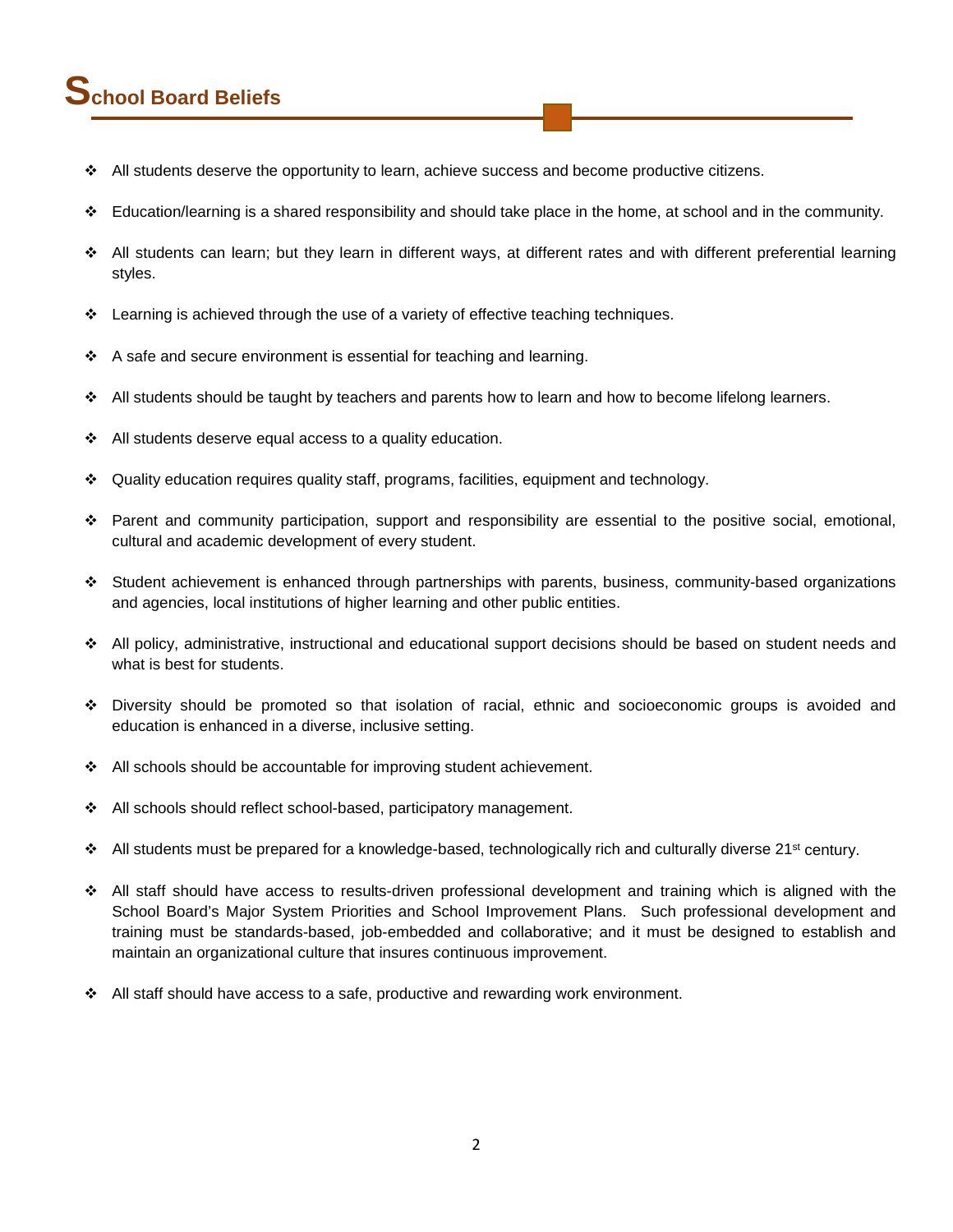# School Board Beliefs

- All students deserve the opportunity to learn, achieve success and become productive citizens.
- Education/learning is a shared responsibility and should take place in the home, at school and in the community.
- All students can learn; but they learn in different ways, at different rates and with different preferential learning styles.
- Learning is achieved through the use of a variety of effective teaching techniques.
- A safe and secure environment is essential for teaching and learning.
- All students should be taught by teachers and parents how to learn and how to become lifelong learners.
- All students deserve equal access to a quality education.
- Quality education requires quality staff, programs, facilities, equipment and technology.
- Parent and community participation, support and responsibility are essential to the positive social, emotional, cultural and academic development of every student.
- Student achievement is enhanced through partnerships with parents, business, community-based organizations and agencies, local institutions of higher learning and other public entities.
- All policy, administrative, instructional and educational support decisions should be based on student needs and what is best for students.
- Diversity should be promoted so that isolation of racial, ethnic and socioeconomic groups is avoided and education is enhanced in a diverse, inclusive setting.
- All schools should be accountable for improving student achievement.
- All schools should reflect school-based, participatory management.
- All students must be prepared for a knowledge-based, technologically rich and culturally diverse 21st century.
- All staff should have access to results-driven professional development and training which is aligned with the School Board's Major System Priorities and School Improvement Plans. Such professional development and training must be standards-based, job-embedded and collaborative; and it must be designed to establish and maintain an organizational culture that insures continuous improvement.
- All staff should have access to a safe, productive and rewarding work environment.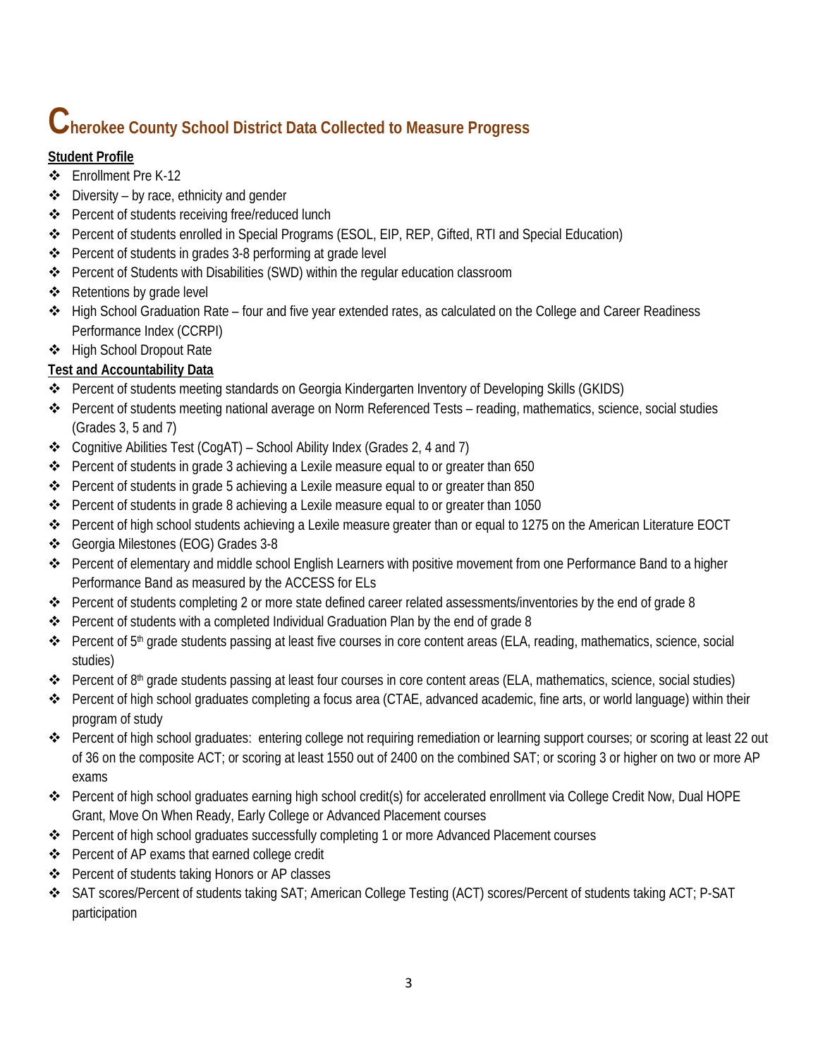# Cherokee County School District Data Collected to Measure Progress

**Student Profile**

- Enrollment Pre K-12
- Diversity – by race, ethnicity and gender
- Percent of students receiving free/reduced lunch
- Percent of students enrolled in Special Programs (ESOL, EIP, REP, Gifted, RTI and Special Education)
- Percent of students in grades 3-8 performing at grade level
- Percent of Students with Disabilities (SWD) within the regular education classroom
- Retentions by grade level
- High School Graduation Rate – four and five year extended rates, as calculated on the College and Career Readiness Performance Index (CCRPI)
- High School Dropout Rate

**Test and Accountability Data**

- Percent of students meeting standards on Georgia Kindergarten Inventory of Developing Skills (GKIDS)
- Percent of students meeting national average on Norm Referenced Tests – reading, mathematics, science, social studies (Grades 3, 5 and 7)
- Cognitive Abilities Test (CogAT) – School Ability Index (Grades 2, 4 and 7)
- Percent of students in grade 3 achieving a Lexile measure equal to or greater than 650
- Percent of students in grade 5 achieving a Lexile measure equal to or greater than 850
- Percent of students in grade 8 achieving a Lexile measure equal to or greater than 1050
- Percent of high school students achieving a Lexile measure greater than or equal to 1275 on the American Literature EOCT
- Georgia Milestones (EOG) Grades 3-8
- Percent of elementary and middle school English Learners with positive movement from one Performance Band to a higher Performance Band as measured by the ACCESS for ELs
- Percent of students completing 2 or more state defined career related assessments/inventories by the end of grade 8
- Percent of students with a completed Individual Graduation Plan by the end of grade 8
- Percent of 5th grade students passing at least five courses in core content areas (ELA, reading, mathematics, science, social studies)
- Percent of 8th grade students passing at least four courses in core content areas (ELA, mathematics, science, social studies)
- Percent of high school graduates completing a focus area (CTAE, advanced academic, fine arts, or world language) within their program of study
- Percent of high school graduates: entering college not requiring remediation or learning support courses; or scoring at least 22 out of 36 on the composite ACT; or scoring at least 1550 out of 2400 on the combined SAT; or scoring 3 or higher on two or more AP exams
- Percent of high school graduates earning high school credit(s) for accelerated enrollment via College Credit Now, Dual HOPE Grant, Move On When Ready, Early College or Advanced Placement courses
- Percent of high school graduates successfully completing 1 or more Advanced Placement courses
- Percent of AP exams that earned college credit
- Percent of students taking Honors or AP classes
- SAT scores/Percent of students taking SAT; American College Testing (ACT) scores/Percent of students taking ACT; P-SAT participation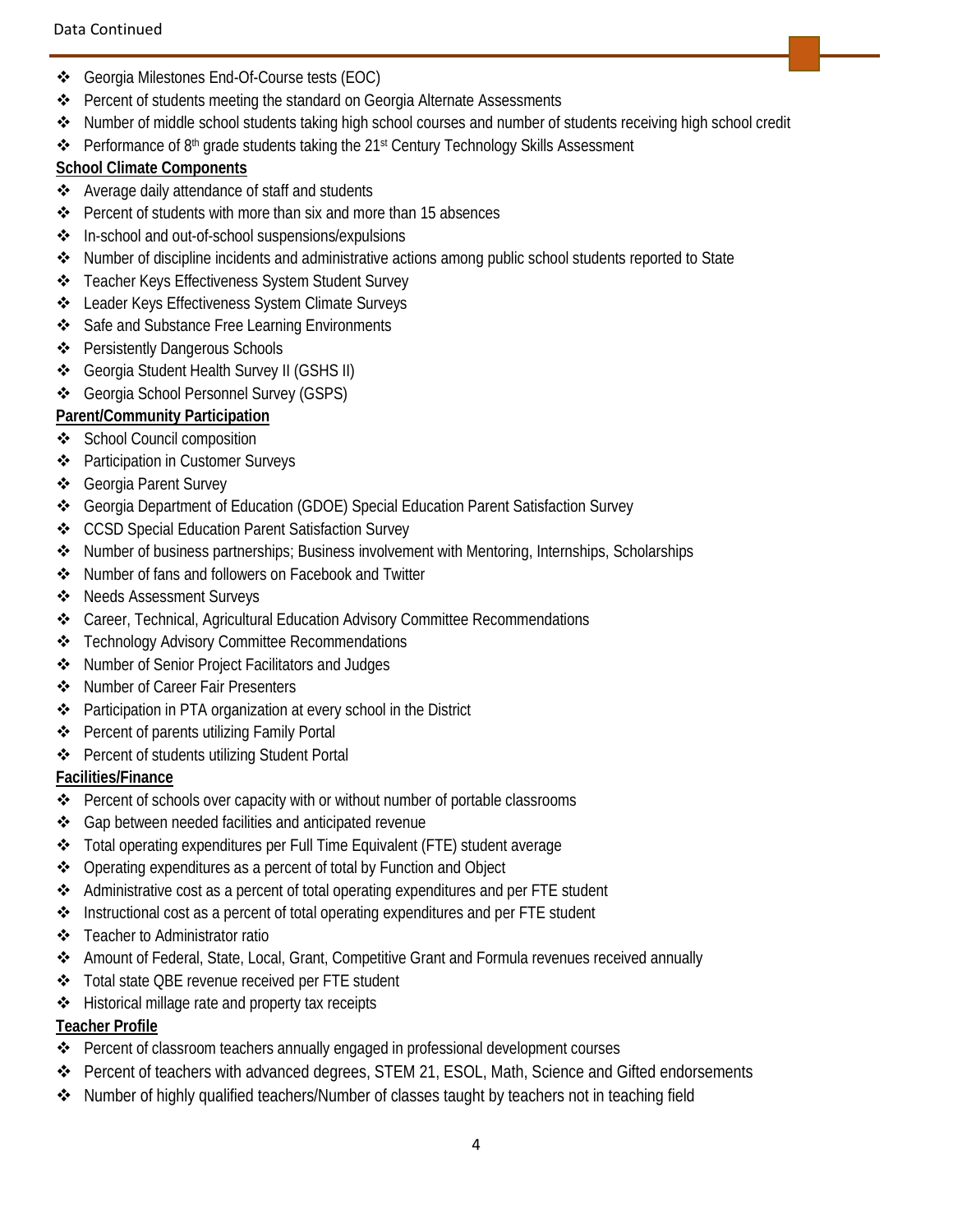- Georgia Milestones End-Of-Course tests (EOC)
- Percent of students meeting the standard on Georgia Alternate Assessments
- Number of middle school students taking high school courses and number of students receiving high school credit
- Performance of 8th grade students taking the 21st Century Technology Skills Assessment

**School Climate Components**

- Average daily attendance of staff and students
- Percent of students with more than six and more than 15 absences
- In-school and out-of-school suspensions/expulsions
- Number of discipline incidents and administrative actions among public school students reported to State
- Teacher Keys Effectiveness System Student Survey
- Leader Keys Effectiveness System Climate Surveys
- Safe and Substance Free Learning Environments
- Persistently Dangerous Schools
- Georgia Student Health Survey II (GSHS II)
- Georgia School Personnel Survey (GSPS)

**Parent/Community Participation**

- School Council composition
- Participation in Customer Surveys
- Georgia Parent Survey
- Georgia Department of Education (GDOE) Special Education Parent Satisfaction Survey
- CCSD Special Education Parent Satisfaction Survey
- Number of business partnerships; Business involvement with Mentoring, Internships, Scholarships
- Number of fans and followers on Facebook and Twitter
- Needs Assessment Surveys
- Career, Technical, Agricultural Education Advisory Committee Recommendations
- Technology Advisory Committee Recommendations
- Number of Senior Project Facilitators and Judges
- Number of Career Fair Presenters
- Participation in PTA organization at every school in the District
- Percent of parents utilizing Family Portal
- Percent of students utilizing Student Portal

**Facilities/Finance**

- Percent of schools over capacity with or without number of portable classrooms
- Gap between needed facilities and anticipated revenue
- Total operating expenditures per Full Time Equivalent (FTE) student average
- Operating expenditures as a percent of total by Function and Object
- Administrative cost as a percent of total operating expenditures and per FTE student
- Instructional cost as a percent of total operating expenditures and per FTE student
- Teacher to Administrator ratio
- Amount of Federal, State, Local, Grant, Competitive Grant and Formula revenues received annually
- Total state QBE revenue received per FTE student
- Historical millage rate and property tax receipts

**Teacher Profile**

- Percent of classroom teachers annually engaged in professional development courses
- Percent of teachers with advanced degrees, STEM 21, ESOL, Math, Science and Gifted endorsements
- Number of highly qualified teachers/Number of classes taught by teachers not in teaching field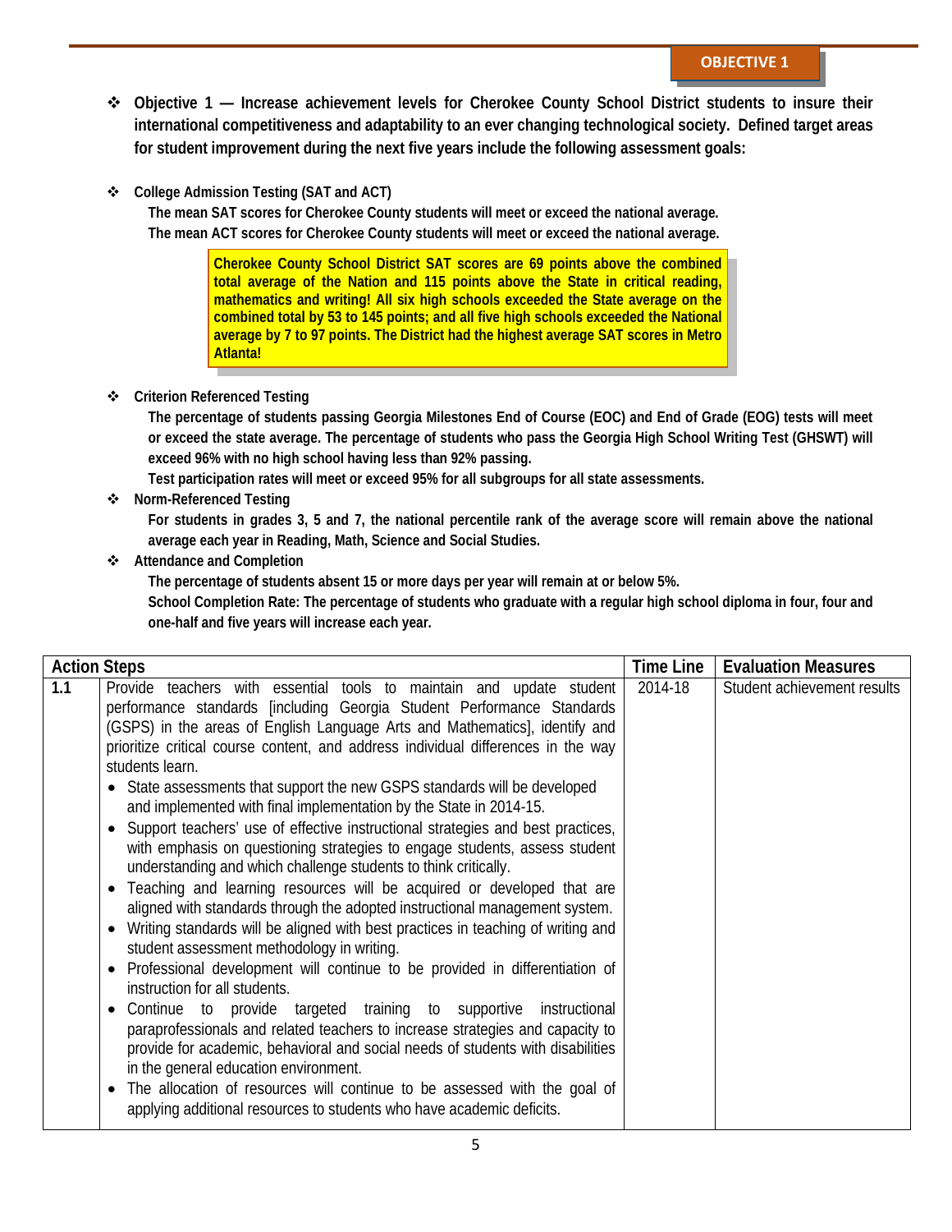**OBJECTIVE 1**

- **Objective 1 — Increase achievement levels for Cherokee County School District students to insure their international competitiveness and adaptability to an ever changing technological society. Defined target areas for student improvement during the next five years include the following assessment goals:**

- **College Admission Testing (SAT and ACT)**

  **The mean SAT scores for Cherokee County students will meet or exceed the national average.**
  **The mean ACT scores for Cherokee County students will meet or exceed the national average.**

  > **Cherokee County School District SAT scores are 69 points above the combined total average of the Nation and 115 points above the State in critical reading, mathematics and writing! All six high schools exceeded the State average on the combined total by 53 to 145 points; and all five high schools exceeded the National average by 7 to 97 points. The District had the highest average SAT scores in Metro Atlanta!**

- **Criterion Referenced Testing**

  **The percentage of students passing Georgia Milestones End of Course (EOC) and End of Grade (EOG) tests will meet or exceed the state average. The percentage of students who pass the Georgia High School Writing Test (GHSWT) will exceed 96% with no high school having less than 92% passing.**
  **Test participation rates will meet or exceed 95% for all subgroups for all state assessments.**

- **Norm-Referenced Testing**

  **For students in grades 3, 5 and 7, the national percentile rank of the average score will remain above the national average each year in Reading, Math, Science and Social Studies.**

- **Attendance and Completion**

  **The percentage of students absent 15 or more days per year will remain at or below 5%.**
  **School Completion Rate: The percentage of students who graduate with a regular high school diploma in four, four and one-half and five years will increase each year.**

| Action Steps | | Time Line | Evaluation Measures |
|---|---|---|---|
| 1.1 | Provide teachers with essential tools to maintain and update student performance standards [including Georgia Student Performance Standards (GSPS) in the areas of English Language Arts and Mathematics], identify and prioritize critical course content, and address individual differences in the way students learn.<br>• State assessments that support the new GSPS standards will be developed and implemented with final implementation by the State in 2014-15.<br>• Support teachers' use of effective instructional strategies and best practices, with emphasis on questioning strategies to engage students, assess student understanding and which challenge students to think critically.<br>• Teaching and learning resources will be acquired or developed that are aligned with standards through the adopted instructional management system.<br>• Writing standards will be aligned with best practices in teaching of writing and student assessment methodology in writing.<br>• Professional development will continue to be provided in differentiation of instruction for all students.<br>• Continue to provide targeted training to supportive instructional paraprofessionals and related teachers to increase strategies and capacity to provide for academic, behavioral and social needs of students with disabilities in the general education environment.<br>• The allocation of resources will continue to be assessed with the goal of applying additional resources to students who have academic deficits. | 2014-18 | Student achievement results |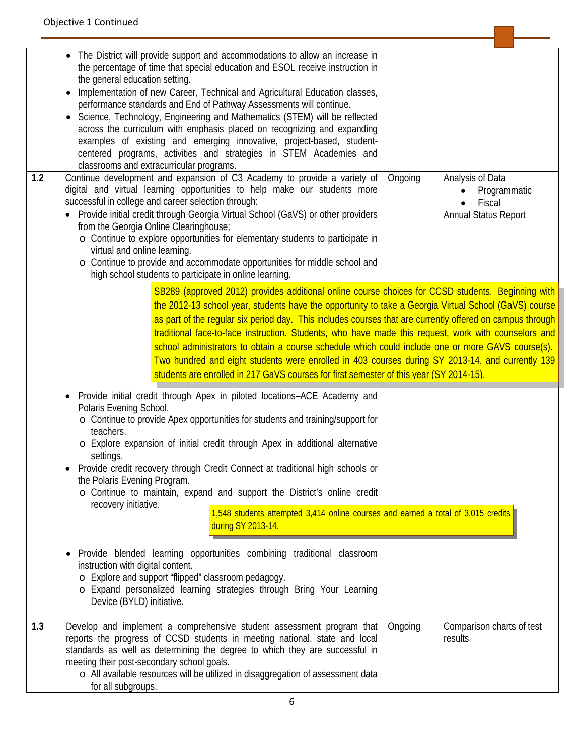Objective 1 Continued

| | | | |
|---|---|---|---|
| | • The District will provide support and accommodations to allow an increase in the percentage of time that special education and ESOL receive instruction in the general education setting.<br>• Implementation of new Career, Technical and Agricultural Education classes, performance standards and End of Pathway Assessments will continue.<br>• Science, Technology, Engineering and Mathematics (STEM) will be reflected across the curriculum with emphasis placed on recognizing and expanding examples of existing and emerging innovative, project-based, student-centered programs, activities and strategies in STEM Academies and classrooms and extracurricular programs. | | |
| **1.2** | Continue development and expansion of C3 Academy to provide a variety of digital and virtual learning opportunities to help make our students more successful in college and career selection through:<br>• Provide initial credit through Georgia Virtual School (GaVS) or other providers from the Georgia Online Clearinghouse;<br>o Continue to explore opportunities for elementary students to participate in virtual and online learning.<br>o Continue to provide and accommodate opportunities for middle school and high school students to participate in online learning.<br><br>SB289 (approved 2012) provides additional online course choices for CCSD students. Beginning with the 2012-13 school year, students have the opportunity to take a Georgia Virtual School (GaVS) course as part of the regular six period day. This includes courses that are currently offered on campus through traditional face-to-face instruction. Students, who have made this request, work with counselors and school administrators to obtain a course schedule which could include one or more GAVS course(s). Two hundred and eight students were enrolled in 403 courses during SY 2013-14, and currently 139 students are enrolled in 217 GaVS courses for first semester of this year (SY 2014-15).<br><br>• Provide initial credit through Apex in piloted locations–ACE Academy and Polaris Evening School.<br>o Continue to provide Apex opportunities for students and training/support for teachers.<br>o Explore expansion of initial credit through Apex in additional alternative settings.<br>• Provide credit recovery through Credit Connect at traditional high schools or the Polaris Evening Program.<br>o Continue to maintain, expand and support the District's online credit recovery initiative.<br><br>1,548 students attempted 3,414 online courses and earned a total of 3,015 credits during SY 2013-14.<br><br>• Provide blended learning opportunities combining traditional classroom instruction with digital content.<br>o Explore and support "flipped" classroom pedagogy.<br>o Expand personalized learning strategies through Bring Your Learning Device (BYLD) initiative. | Ongoing | Analysis of Data<br>• Programmatic<br>• Fiscal<br>Annual Status Report |
| **1.3** | Develop and implement a comprehensive student assessment program that reports the progress of CCSD students in meeting national, state and local standards as well as determining the degree to which they are successful in meeting their post-secondary school goals.<br>o All available resources will be utilized in disaggregation of assessment data for all subgroups. | Ongoing | Comparison charts of test results |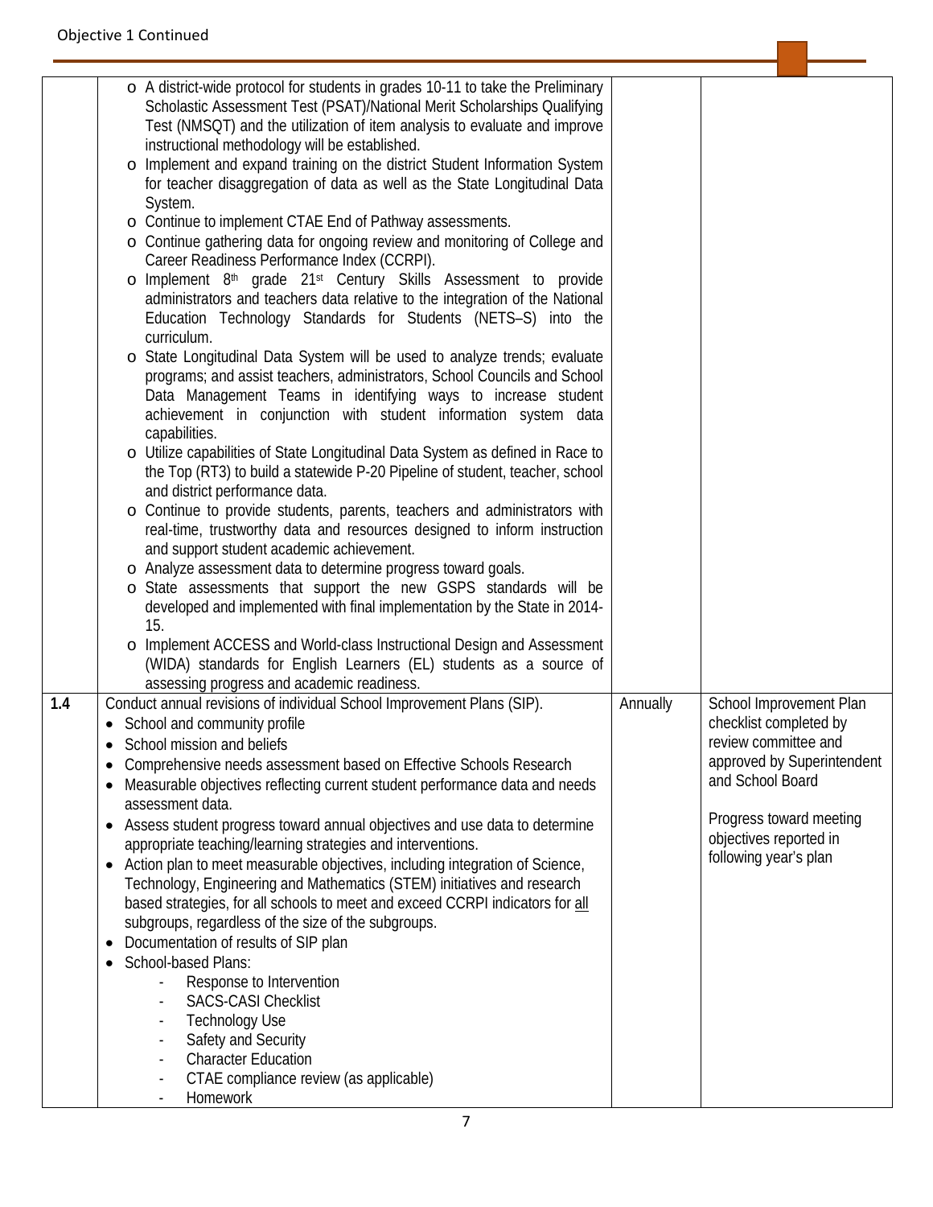Objective 1 Continued

| | | | |
|---|---|---|---|
| | o A district-wide protocol for students in grades 10-11 to take the Preliminary Scholastic Assessment Test (PSAT)/National Merit Scholarships Qualifying Test (NMSQT) and the utilization of item analysis to evaluate and improve instructional methodology will be established.<br>o Implement and expand training on the district Student Information System for teacher disaggregation of data as well as the State Longitudinal Data System.<br>o Continue to implement CTAE End of Pathway assessments.<br>o Continue gathering data for ongoing review and monitoring of College and Career Readiness Performance Index (CCRPI).<br>o Implement 8th grade 21st Century Skills Assessment to provide administrators and teachers data relative to the integration of the National Education Technology Standards for Students (NETS–S) into the curriculum.<br>o State Longitudinal Data System will be used to analyze trends; evaluate programs; and assist teachers, administrators, School Councils and School Data Management Teams in identifying ways to increase student achievement in conjunction with student information system data capabilities.<br>o Utilize capabilities of State Longitudinal Data System as defined in Race to the Top (RT3) to build a statewide P-20 Pipeline of student, teacher, school and district performance data.<br>o Continue to provide students, parents, teachers and administrators with real-time, trustworthy data and resources designed to inform instruction and support student academic achievement.<br>o Analyze assessment data to determine progress toward goals.<br>o State assessments that support the new GSPS standards will be developed and implemented with final implementation by the State in 2014-15.<br>o Implement ACCESS and World-class Instructional Design and Assessment (WIDA) standards for English Learners (EL) students as a source of assessing progress and academic readiness. | | |
| 1.4 | Conduct annual revisions of individual School Improvement Plans (SIP).<br>• School and community profile<br>• School mission and beliefs<br>• Comprehensive needs assessment based on Effective Schools Research<br>• Measurable objectives reflecting current student performance data and needs assessment data.<br>• Assess student progress toward annual objectives and use data to determine appropriate teaching/learning strategies and interventions.<br>• Action plan to meet measurable objectives, including integration of Science, Technology, Engineering and Mathematics (STEM) initiatives and research based strategies, for all schools to meet and exceed CCRPI indicators for <u>all</u> subgroups, regardless of the size of the subgroups.<br>• Documentation of results of SIP plan<br>• School-based Plans:<br>- Response to Intervention<br>- SACS-CASI Checklist<br>- Technology Use<br>- Safety and Security<br>- Character Education<br>- CTAE compliance review (as applicable)<br>- Homework | Annually | School Improvement Plan checklist completed by review committee and approved by Superintendent and School Board<br><br>Progress toward meeting objectives reported in following year's plan |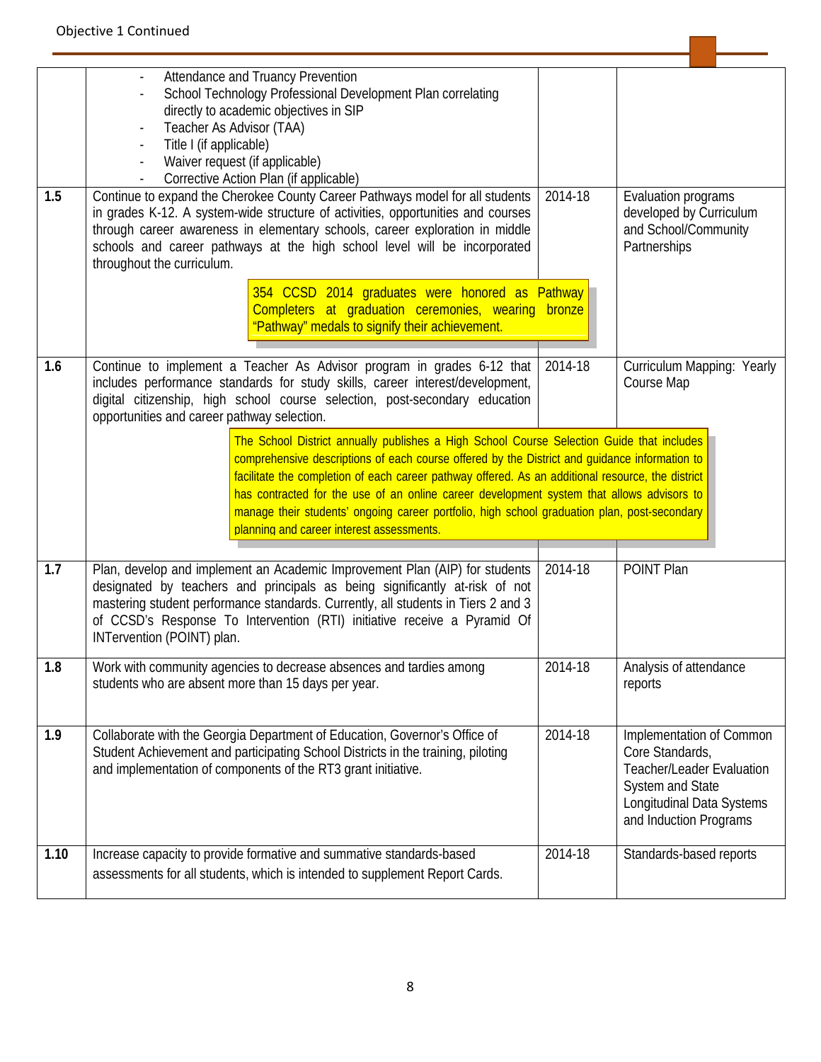Objective 1 Continued

| | | | |
|---|---|---|---|
| | - Attendance and Truancy Prevention<br>- School Technology Professional Development Plan correlating directly to academic objectives in SIP<br>- Teacher As Advisor (TAA)<br>- Title I (if applicable)<br>- Waiver request (if applicable)<br>- Corrective Action Plan (if applicable) | | |
| **1.5** | Continue to expand the Cherokee County Career Pathways model for all students in grades K-12. A system-wide structure of activities, opportunities and courses through career awareness in elementary schools, career exploration in middle schools and career pathways at the high school level will be incorporated throughout the curriculum.<br><br>354 CCSD 2014 graduates were honored as Pathway Completers at graduation ceremonies, wearing bronze "Pathway" medals to signify their achievement. | 2014-18 | Evaluation programs developed by Curriculum and School/Community Partnerships |
| **1.6** | Continue to implement a Teacher As Advisor program in grades 6-12 that includes performance standards for study skills, career interest/development, digital citizenship, high school course selection, post-secondary education opportunities and career pathway selection.<br><br>The School District annually publishes a High School Course Selection Guide that includes comprehensive descriptions of each course offered by the District and guidance information to facilitate the completion of each career pathway offered. As an additional resource, the district has contracted for the use of an online career development system that allows advisors to manage their students' ongoing career portfolio, high school graduation plan, post-secondary planning and career interest assessments. | 2014-18 | Curriculum Mapping: Yearly Course Map |
| **1.7** | Plan, develop and implement an Academic Improvement Plan (AIP) for students designated by teachers and principals as being significantly at-risk of not mastering student performance standards. Currently, all students in Tiers 2 and 3 of CCSD's Response To Intervention (RTI) initiative receive a Pyramid Of INTervention (POINT) plan. | 2014-18 | POINT Plan |
| **1.8** | Work with community agencies to decrease absences and tardies among students who are absent more than 15 days per year. | 2014-18 | Analysis of attendance reports |
| **1.9** | Collaborate with the Georgia Department of Education, Governor's Office of Student Achievement and participating School Districts in the training, piloting and implementation of components of the RT3 grant initiative. | 2014-18 | Implementation of Common Core Standards, Teacher/Leader Evaluation System and State Longitudinal Data Systems and Induction Programs |
| **1.10** | Increase capacity to provide formative and summative standards-based assessments for all students, which is intended to supplement Report Cards. | 2014-18 | Standards-based reports |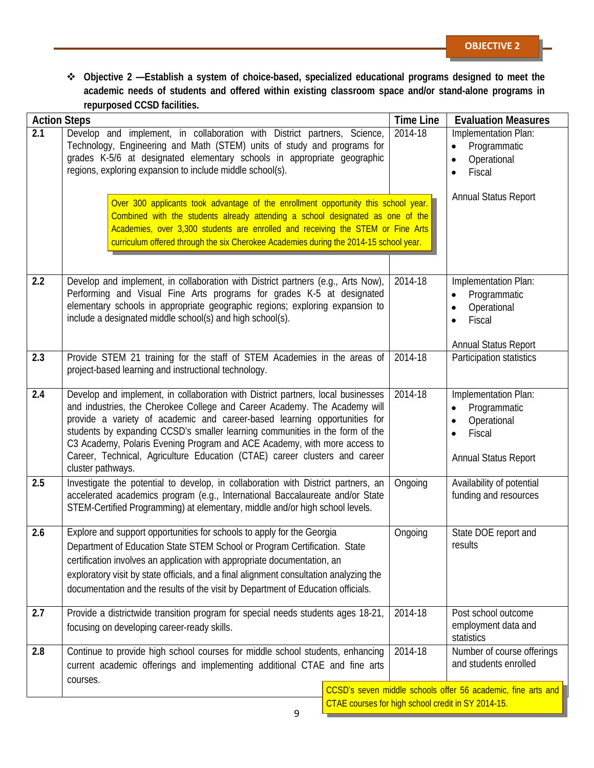**OBJECTIVE 2**

❖ **Objective 2 —Establish a system of choice-based, specialized educational programs designed to meet the academic needs of students and offered within existing classroom space and/or stand-alone programs in repurposed CCSD facilities.**

| | Action Steps | Time Line | Evaluation Measures |
|---|---|---|---|
| **2.1** | Develop and implement, in collaboration with District partners, Science, Technology, Engineering and Math (STEM) units of study and programs for grades K-5/6 at designated elementary schools in appropriate geographic regions, exploring expansion to include middle school(s).<br><br>Over 300 applicants took advantage of the enrollment opportunity this school year. Combined with the students already attending a school designated as one of the Academies, over 3,300 students are enrolled and receiving the STEM or Fine Arts curriculum offered through the six Cherokee Academies during the 2014-15 school year. | 2014-18 | Implementation Plan:<br>• Programmatic<br>• Operational<br>• Fiscal<br><br>Annual Status Report |
| **2.2** | Develop and implement, in collaboration with District partners (e.g., Arts Now), Performing and Visual Fine Arts programs for grades K-5 at designated elementary schools in appropriate geographic regions; exploring expansion to include a designated middle school(s) and high school(s). | 2014-18 | Implementation Plan:<br>• Programmatic<br>• Operational<br>• Fiscal<br><br>Annual Status Report |
| **2.3** | Provide STEM 21 training for the staff of STEM Academies in the areas of project-based learning and instructional technology. | 2014-18 | Participation statistics |
| **2.4** | Develop and implement, in collaboration with District partners, local businesses and industries, the Cherokee College and Career Academy. The Academy will provide a variety of academic and career-based learning opportunities for students by expanding CCSD's smaller learning communities in the form of the C3 Academy, Polaris Evening Program and ACE Academy, with more access to Career, Technical, Agriculture Education (CTAE) career clusters and career cluster pathways. | 2014-18 | Implementation Plan:<br>• Programmatic<br>• Operational<br>• Fiscal<br><br>Annual Status Report |
| **2.5** | Investigate the potential to develop, in collaboration with District partners, an accelerated academics program (e.g., International Baccalaureate and/or State STEM-Certified Programming) at elementary, middle and/or high school levels. | Ongoing | Availability of potential funding and resources |
| **2.6** | Explore and support opportunities for schools to apply for the Georgia Department of Education State STEM School or Program Certification. State certification involves an application with appropriate documentation, an exploratory visit by state officials, and a final alignment consultation analyzing the documentation and the results of the visit by Department of Education officials. | Ongoing | State DOE report and results |
| **2.7** | Provide a districtwide transition program for special needs students ages 18-21, focusing on developing career-ready skills. | 2014-18 | Post school outcome employment data and statistics |
| **2.8** | Continue to provide high school courses for middle school students, enhancing current academic offerings and implementing additional CTAE and fine arts courses. | 2014-18 | Number of course offerings and students enrolled |

CCSD's seven middle schools offer 56 academic, fine arts and CTAE courses for high school credit in SY 2014-15.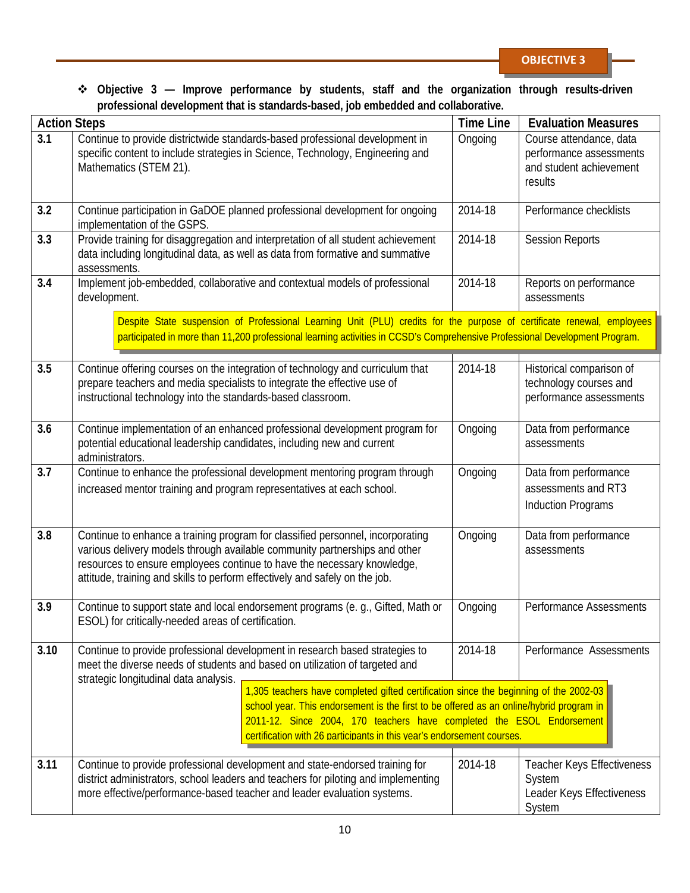OBJECTIVE 3

- **Objective 3 — Improve performance by students, staff and the organization through results-driven professional development that is standards-based, job embedded and collaborative.**

| Action Steps | | Time Line | Evaluation Measures |
|---|---|---|---|
| **3.1** | Continue to provide districtwide standards-based professional development in specific content to include strategies in Science, Technology, Engineering and Mathematics (STEM 21). | Ongoing | Course attendance, data performance assessments and student achievement results |
| **3.2** | Continue participation in GaDOE planned professional development for ongoing implementation of the GSPS. | 2014-18 | Performance checklists |
| **3.3** | Provide training for disaggregation and interpretation of all student achievement data including longitudinal data, as well as data from formative and summative assessments. | 2014-18 | Session Reports |
| **3.4** | Implement job-embedded, collaborative and contextual models of professional development. | 2014-18 | Reports on performance assessments |
| | Despite State suspension of Professional Learning Unit (PLU) credits for the purpose of certificate renewal, employees participated in more than 11,200 professional learning activities in CCSD's Comprehensive Professional Development Program. | | |
| **3.5** | Continue offering courses on the integration of technology and curriculum that prepare teachers and media specialists to integrate the effective use of instructional technology into the standards-based classroom. | 2014-18 | Historical comparison of technology courses and performance assessments |
| **3.6** | Continue implementation of an enhanced professional development program for potential educational leadership candidates, including new and current administrators. | Ongoing | Data from performance assessments |
| **3.7** | Continue to enhance the professional development mentoring program through increased mentor training and program representatives at each school. | Ongoing | Data from performance assessments and RT3 Induction Programs |
| **3.8** | Continue to enhance a training program for classified personnel, incorporating various delivery models through available community partnerships and other resources to ensure employees continue to have the necessary knowledge, attitude, training and skills to perform effectively and safely on the job. | Ongoing | Data from performance assessments |
| **3.9** | Continue to support state and local endorsement programs (e. g., Gifted, Math or ESOL) for critically-needed areas of certification. | Ongoing | Performance Assessments |
| **3.10** | Continue to provide professional development in research based strategies to meet the diverse needs of students and based on utilization of targeted and strategic longitudinal data analysis. | 2014-18 | Performance Assessments |
| | 1,305 teachers have completed gifted certification since the beginning of the 2002-03 school year. This endorsement is the first to be offered as an online/hybrid program in 2011-12. Since 2004, 170 teachers have completed the ESOL Endorsement certification with 26 participants in this year's endorsement courses. | | |
| **3.11** | Continue to provide professional development and state-endorsed training for district administrators, school leaders and teachers for piloting and implementing more effective/performance-based teacher and leader evaluation systems. | 2014-18 | Teacher Keys Effectiveness System<br>Leader Keys Effectiveness System |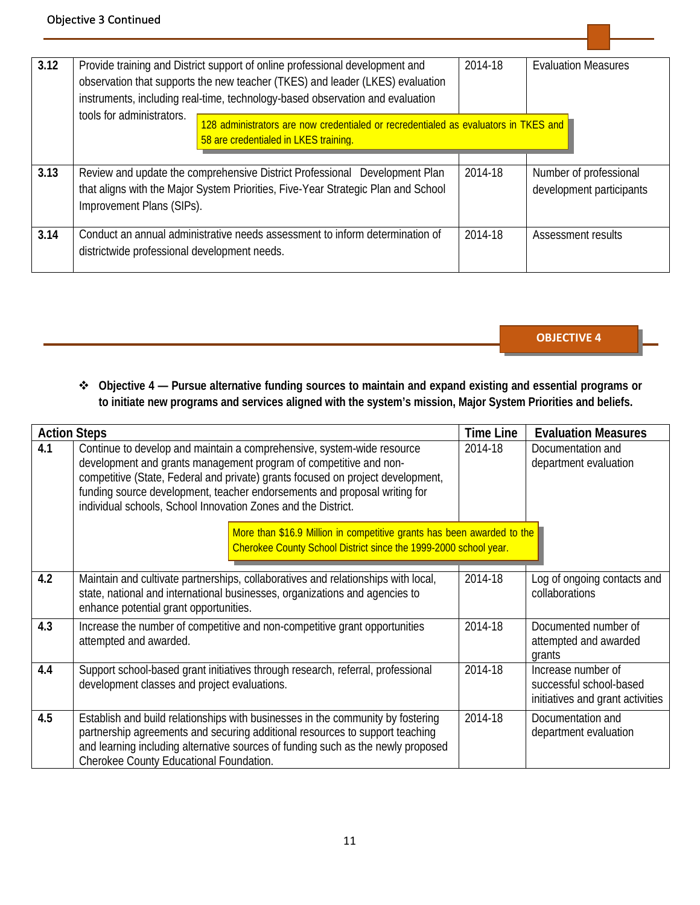Objective 3 Continued

| | | | |
|---|---|---|---|
| 3.12 | Provide training and District support of online professional development and observation that supports the new teacher (TKES) and leader (LKES) evaluation instruments, including real-time, technology-based observation and evaluation tools for administrators.<br><br>128 administrators are now credentialed or recredentialed as evaluators in TKES and 58 are credentialed in LKES training. | 2014-18 | Evaluation Measures |
| 3.13 | Review and update the comprehensive District Professional Development Plan that aligns with the Major System Priorities, Five-Year Strategic Plan and School Improvement Plans (SIPs). | 2014-18 | Number of professional development participants |
| 3.14 | Conduct an annual administrative needs assessment to inform determination of districtwide professional development needs. | 2014-18 | Assessment results |

## OBJECTIVE 4

❖ **Objective 4 — Pursue alternative funding sources to maintain and expand existing and essential programs or to initiate new programs and services aligned with the system's mission, Major System Priorities and beliefs.**

| Action Steps | | Time Line | Evaluation Measures |
|---|---|---|---|
| 4.1 | Continue to develop and maintain a comprehensive, system-wide resource development and grants management program of competitive and non-competitive (State, Federal and private) grants focused on project development, funding source development, teacher endorsements and proposal writing for individual schools, School Innovation Zones and the District.<br><br>More than $16.9 Million in competitive grants has been awarded to the Cherokee County School District since the 1999-2000 school year. | 2014-18 | Documentation and department evaluation |
| 4.2 | Maintain and cultivate partnerships, collaboratives and relationships with local, state, national and international businesses, organizations and agencies to enhance potential grant opportunities. | 2014-18 | Log of ongoing contacts and collaborations |
| 4.3 | Increase the number of competitive and non-competitive grant opportunities attempted and awarded. | 2014-18 | Documented number of attempted and awarded grants |
| 4.4 | Support school-based grant initiatives through research, referral, professional development classes and project evaluations. | 2014-18 | Increase number of successful school-based initiatives and grant activities |
| 4.5 | Establish and build relationships with businesses in the community by fostering partnership agreements and securing additional resources to support teaching and learning including alternative sources of funding such as the newly proposed Cherokee County Educational Foundation. | 2014-18 | Documentation and department evaluation |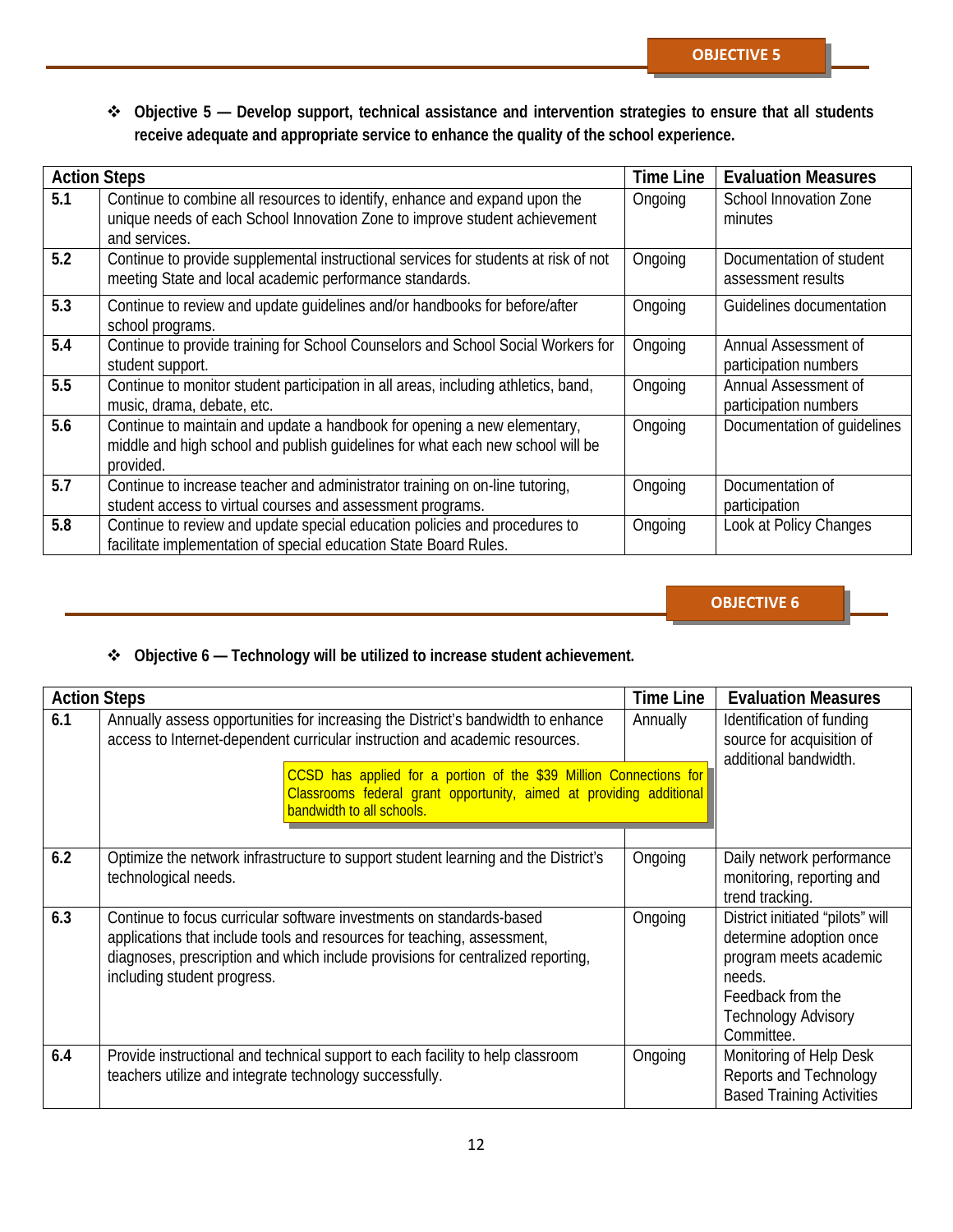## OBJECTIVE 5

❖ **Objective 5 — Develop support, technical assistance and intervention strategies to ensure that all students receive adequate and appropriate service to enhance the quality of the school experience.**

| Action Steps | | Time Line | Evaluation Measures |
|---|---|---|---|
| **5.1** | Continue to combine all resources to identify, enhance and expand upon the unique needs of each School Innovation Zone to improve student achievement and services. | Ongoing | School Innovation Zone minutes |
| **5.2** | Continue to provide supplemental instructional services for students at risk of not meeting State and local academic performance standards. | Ongoing | Documentation of student assessment results |
| **5.3** | Continue to review and update guidelines and/or handbooks for before/after school programs. | Ongoing | Guidelines documentation |
| **5.4** | Continue to provide training for School Counselors and School Social Workers for student support. | Ongoing | Annual Assessment of participation numbers |
| **5.5** | Continue to monitor student participation in all areas, including athletics, band, music, drama, debate, etc. | Ongoing | Annual Assessment of participation numbers |
| **5.6** | Continue to maintain and update a handbook for opening a new elementary, middle and high school and publish guidelines for what each new school will be provided. | Ongoing | Documentation of guidelines |
| **5.7** | Continue to increase teacher and administrator training on on-line tutoring, student access to virtual courses and assessment programs. | Ongoing | Documentation of participation |
| **5.8** | Continue to review and update special education policies and procedures to facilitate implementation of special education State Board Rules. | Ongoing | Look at Policy Changes |

## OBJECTIVE 6

❖ **Objective 6 — Technology will be utilized to increase student achievement.**

| Action Steps | | Time Line | Evaluation Measures |
|---|---|---|---|
| **6.1** | Annually assess opportunities for increasing the District's bandwidth to enhance access to Internet-dependent curricular instruction and academic resources.<br><br>CCSD has applied for a portion of the $39 Million Connections for Classrooms federal grant opportunity, aimed at providing additional bandwidth to all schools. | Annually | Identification of funding source for acquisition of additional bandwidth. |
| **6.2** | Optimize the network infrastructure to support student learning and the District's technological needs. | Ongoing | Daily network performance monitoring, reporting and trend tracking. |
| **6.3** | Continue to focus curricular software investments on standards-based applications that include tools and resources for teaching, assessment, diagnoses, prescription and which include provisions for centralized reporting, including student progress. | Ongoing | District initiated "pilots" will determine adoption once program meets academic needs.<br>Feedback from the Technology Advisory Committee. |
| **6.4** | Provide instructional and technical support to each facility to help classroom teachers utilize and integrate technology successfully. | Ongoing | Monitoring of Help Desk Reports and Technology Based Training Activities |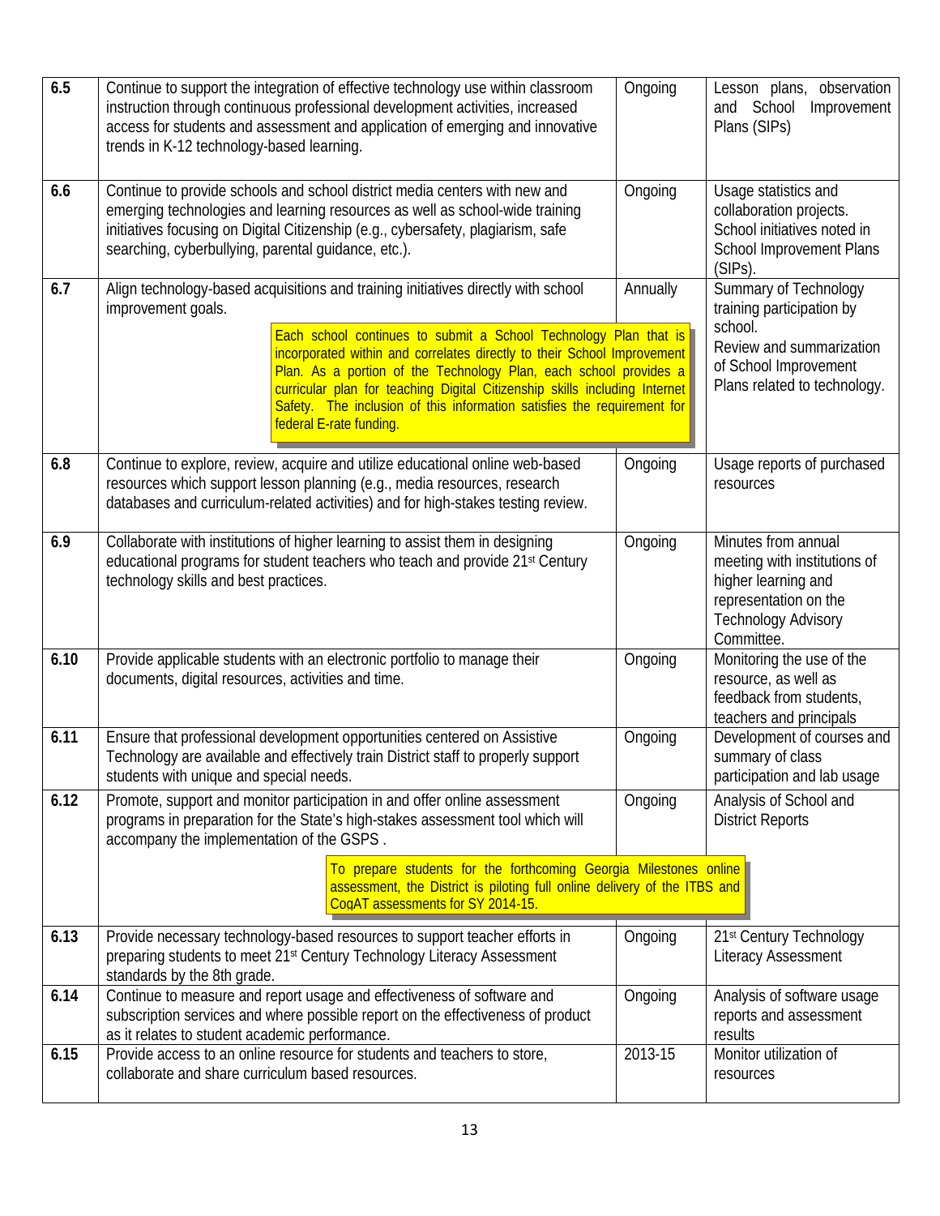| | | | |
|---|---|---|---|
| **6.5** | Continue to support the integration of effective technology use within classroom instruction through continuous professional development activities, increased access for students and assessment and application of emerging and innovative trends in K-12 technology-based learning. | Ongoing | Lesson plans, observation and School Improvement Plans (SIPs) |
| **6.6** | Continue to provide schools and school district media centers with new and emerging technologies and learning resources as well as school-wide training initiatives focusing on Digital Citizenship (e.g., cybersafety, plagiarism, safe searching, cyberbullying, parental guidance, etc.). | Ongoing | Usage statistics and collaboration projects. School initiatives noted in School Improvement Plans (SIPs). |
| **6.7** | Align technology-based acquisitions and training initiatives directly with school improvement goals. <br><br> Each school continues to submit a School Technology Plan that is incorporated within and correlates directly to their School Improvement Plan. As a portion of the Technology Plan, each school provides a curricular plan for teaching Digital Citizenship skills including Internet Safety. The inclusion of this information satisfies the requirement for federal E-rate funding. | Annually | Summary of Technology training participation by school. Review and summarization of School Improvement Plans related to technology. |
| **6.8** | Continue to explore, review, acquire and utilize educational online web-based resources which support lesson planning (e.g., media resources, research databases and curriculum-related activities) and for high-stakes testing review. | Ongoing | Usage reports of purchased resources |
| **6.9** | Collaborate with institutions of higher learning to assist them in designing educational programs for student teachers who teach and provide 21st Century technology skills and best practices. | Ongoing | Minutes from annual meeting with institutions of higher learning and representation on the Technology Advisory Committee. |
| **6.10** | Provide applicable students with an electronic portfolio to manage their documents, digital resources, activities and time. | Ongoing | Monitoring the use of the resource, as well as feedback from students, teachers and principals |
| **6.11** | Ensure that professional development opportunities centered on Assistive Technology are available and effectively train District staff to properly support students with unique and special needs. | Ongoing | Development of courses and summary of class participation and lab usage |
| **6.12** | Promote, support and monitor participation in and offer online assessment programs in preparation for the State's high-stakes assessment tool which will accompany the implementation of the GSPS . <br><br> To prepare students for the forthcoming Georgia Milestones online assessment, the District is piloting full online delivery of the ITBS and CogAT assessments for SY 2014-15. | Ongoing | Analysis of School and District Reports |
| **6.13** | Provide necessary technology-based resources to support teacher efforts in preparing students to meet 21st Century Technology Literacy Assessment standards by the 8th grade. | Ongoing | 21st Century Technology Literacy Assessment |
| **6.14** | Continue to measure and report usage and effectiveness of software and subscription services and where possible report on the effectiveness of product as it relates to student academic performance. | Ongoing | Analysis of software usage reports and assessment results |
| **6.15** | Provide access to an online resource for students and teachers to store, collaborate and share curriculum based resources. | 2013-15 | Monitor utilization of resources |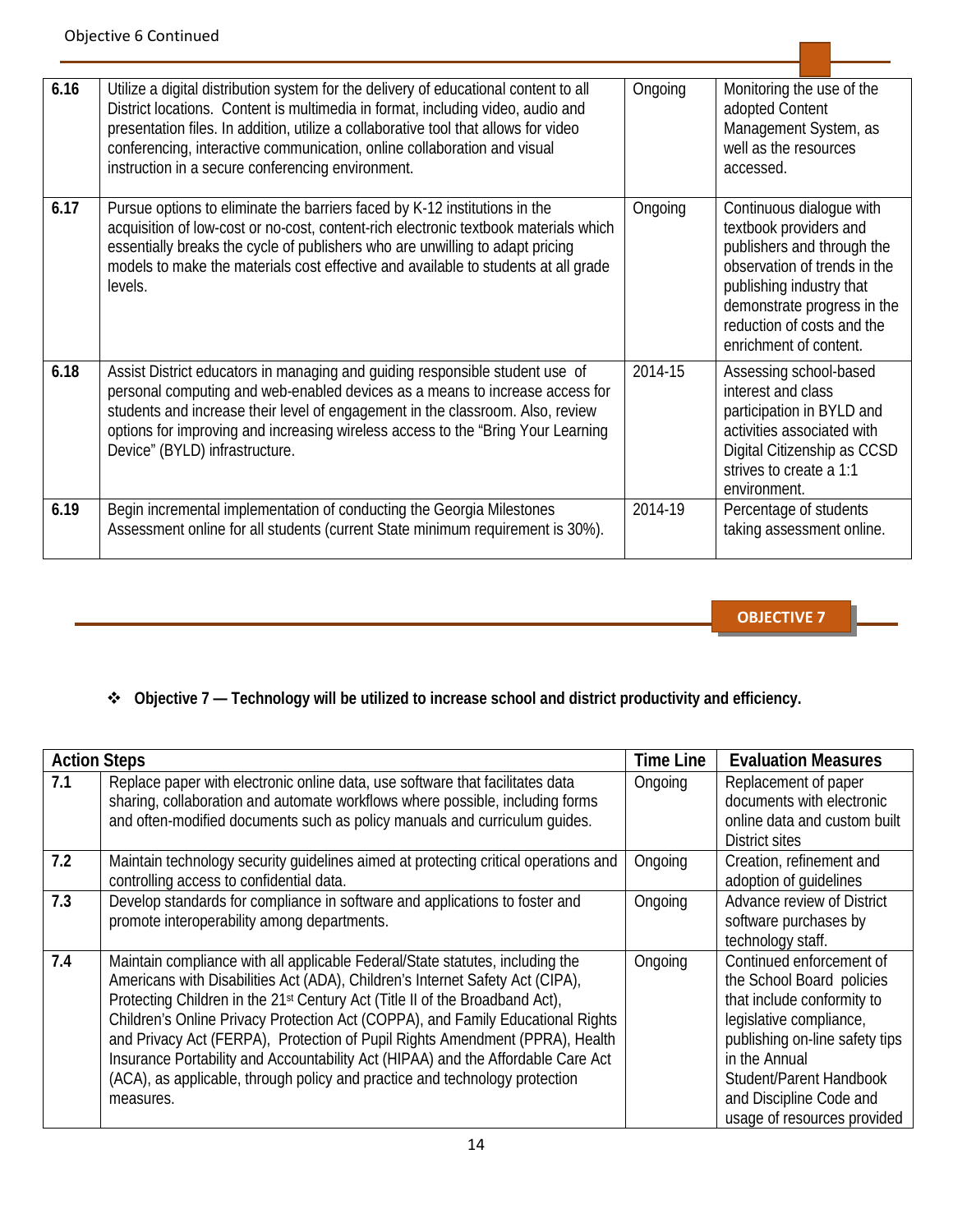Objective 6 Continued

| | | | |
|---|---|---|---|
| **6.16** | Utilize a digital distribution system for the delivery of educational content to all District locations. Content is multimedia in format, including video, audio and presentation files. In addition, utilize a collaborative tool that allows for video conferencing, interactive communication, online collaboration and visual instruction in a secure conferencing environment. | Ongoing | Monitoring the use of the adopted Content Management System, as well as the resources accessed. |
| **6.17** | Pursue options to eliminate the barriers faced by K-12 institutions in the acquisition of low-cost or no-cost, content-rich electronic textbook materials which essentially breaks the cycle of publishers who are unwilling to adapt pricing models to make the materials cost effective and available to students at all grade levels. | Ongoing | Continuous dialogue with textbook providers and publishers and through the observation of trends in the publishing industry that demonstrate progress in the reduction of costs and the enrichment of content. |
| **6.18** | Assist District educators in managing and guiding responsible student use of personal computing and web-enabled devices as a means to increase access for students and increase their level of engagement in the classroom. Also, review options for improving and increasing wireless access to the "Bring Your Learning Device" (BYLD) infrastructure. | 2014-15 | Assessing school-based interest and class participation in BYLD and activities associated with Digital Citizenship as CCSD strives to create a 1:1 environment. |
| **6.19** | Begin incremental implementation of conducting the Georgia Milestones Assessment online for all students (current State minimum requirement is 30%). | 2014-19 | Percentage of students taking assessment online. |

**OBJECTIVE 7**

- **Objective 7 — Technology will be utilized to increase school and district productivity and efficiency.**

| **Action Steps** | | **Time Line** | **Evaluation Measures** |
|---|---|---|---|
| **7.1** | Replace paper with electronic online data, use software that facilitates data sharing, collaboration and automate workflows where possible, including forms and often-modified documents such as policy manuals and curriculum guides. | Ongoing | Replacement of paper documents with electronic online data and custom built District sites |
| **7.2** | Maintain technology security guidelines aimed at protecting critical operations and controlling access to confidential data. | Ongoing | Creation, refinement and adoption of guidelines |
| **7.3** | Develop standards for compliance in software and applications to foster and promote interoperability among departments. | Ongoing | Advance review of District software purchases by technology staff. |
| **7.4** | Maintain compliance with all applicable Federal/State statutes, including the Americans with Disabilities Act (ADA), Children's Internet Safety Act (CIPA), Protecting Children in the 21st Century Act (Title II of the Broadband Act), Children's Online Privacy Protection Act (COPPA), and Family Educational Rights and Privacy Act (FERPA), Protection of Pupil Rights Amendment (PPRA), Health Insurance Portability and Accountability Act (HIPAA) and the Affordable Care Act (ACA), as applicable, through policy and practice and technology protection measures. | Ongoing | Continued enforcement of the School Board policies that include conformity to legislative compliance, publishing on-line safety tips in the Annual Student/Parent Handbook and Discipline Code and usage of resources provided |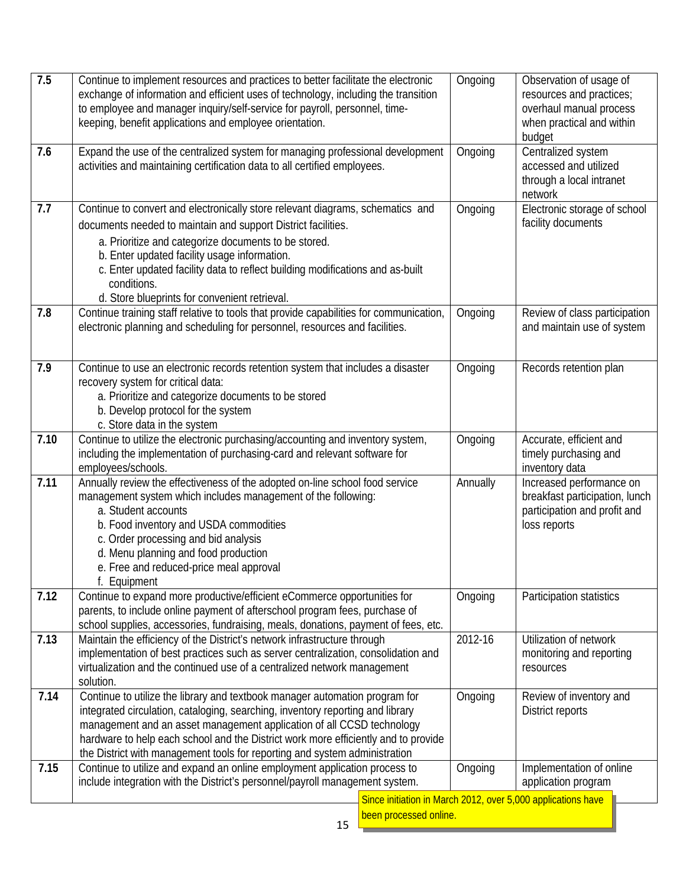| | | | |
|---|---|---|---|
| **7.5** | Continue to implement resources and practices to better facilitate the electronic exchange of information and efficient uses of technology, including the transition to employee and manager inquiry/self-service for payroll, personnel, time-keeping, benefit applications and employee orientation. | Ongoing | Observation of usage of resources and practices; overhaul manual process when practical and within budget |
| **7.6** | Expand the use of the centralized system for managing professional development activities and maintaining certification data to all certified employees. | Ongoing | Centralized system accessed and utilized through a local intranet network |
| **7.7** | Continue to convert and electronically store relevant diagrams, schematics and documents needed to maintain and support District facilities.<br>a. Prioritize and categorize documents to be stored.<br>b. Enter updated facility usage information.<br>c. Enter updated facility data to reflect building modifications and as-built conditions.<br>d. Store blueprints for convenient retrieval. | Ongoing | Electronic storage of school facility documents |
| **7.8** | Continue training staff relative to tools that provide capabilities for communication, electronic planning and scheduling for personnel, resources and facilities. | Ongoing | Review of class participation and maintain use of system |
| **7.9** | Continue to use an electronic records retention system that includes a disaster recovery system for critical data:<br>a. Prioritize and categorize documents to be stored<br>b. Develop protocol for the system<br>c. Store data in the system | Ongoing | Records retention plan |
| **7.10** | Continue to utilize the electronic purchasing/accounting and inventory system, including the implementation of purchasing-card and relevant software for employees/schools. | Ongoing | Accurate, efficient and timely purchasing and inventory data |
| **7.11** | Annually review the effectiveness of the adopted on-line school food service management system which includes management of the following:<br>a. Student accounts<br>b. Food inventory and USDA commodities<br>c. Order processing and bid analysis<br>d. Menu planning and food production<br>e. Free and reduced-price meal approval<br>f. Equipment | Annually | Increased performance on breakfast participation, lunch participation and profit and loss reports |
| **7.12** | Continue to expand more productive/efficient eCommerce opportunities for parents, to include online payment of afterschool program fees, purchase of school supplies, accessories, fundraising, meals, donations, payment of fees, etc. | Ongoing | Participation statistics |
| **7.13** | Maintain the efficiency of the District's network infrastructure through implementation of best practices such as server centralization, consolidation and virtualization and the continued use of a centralized network management solution. | 2012-16 | Utilization of network monitoring and reporting resources |
| **7.14** | Continue to utilize the library and textbook manager automation program for integrated circulation, cataloging, searching, inventory reporting and library management and an asset management application of all CCSD technology hardware to help each school and the District work more efficiently and to provide the District with management tools for reporting and system administration | Ongoing | Review of inventory and District reports |
| **7.15** | Continue to utilize and expand an online employment application process to include integration with the District's personnel/payroll management system. | Ongoing | Implementation of online application program |

Since initiation in March 2012, over 5,000 applications have been processed online.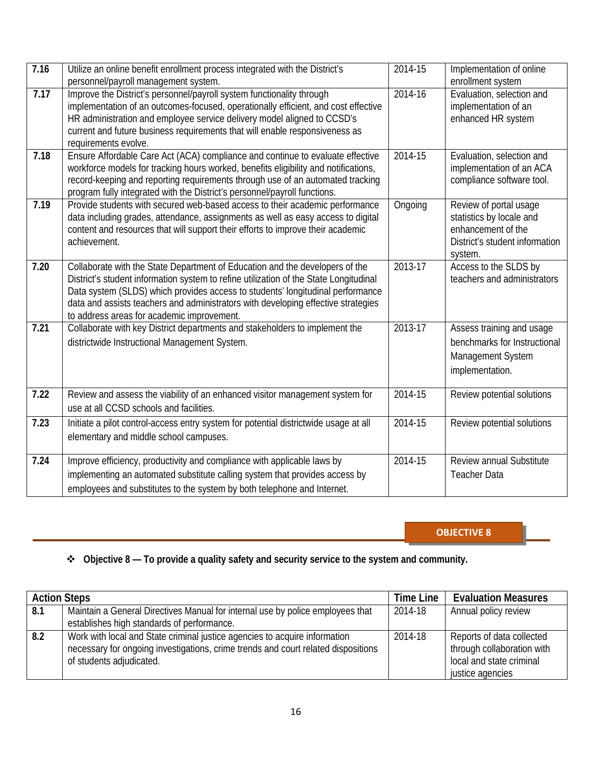| | | | |
|---|---|---|---|
| 7.16 | Utilize an online benefit enrollment process integrated with the District's personnel/payroll management system. | 2014-15 | Implementation of online enrollment system |
| 7.17 | Improve the District's personnel/payroll system functionality through implementation of an outcomes-focused, operationally efficient, and cost effective HR administration and employee service delivery model aligned to CCSD's current and future business requirements that will enable responsiveness as requirements evolve. | 2014-16 | Evaluation, selection and implementation of an enhanced HR system |
| 7.18 | Ensure Affordable Care Act (ACA) compliance and continue to evaluate effective workforce models for tracking hours worked, benefits eligibility and notifications, record-keeping and reporting requirements through use of an automated tracking program fully integrated with the District's personnel/payroll functions. | 2014-15 | Evaluation, selection and implementation of an ACA compliance software tool. |
| 7.19 | Provide students with secured web-based access to their academic performance data including grades, attendance, assignments as well as easy access to digital content and resources that will support their efforts to improve their academic achievement. | Ongoing | Review of portal usage statistics by locale and enhancement of the District's student information system. |
| 7.20 | Collaborate with the State Department of Education and the developers of the District's student information system to refine utilization of the State Longitudinal Data system (SLDS) which provides access to students' longitudinal performance data and assists teachers and administrators with developing effective strategies to address areas for academic improvement. | 2013-17 | Access to the SLDS by teachers and administrators |
| 7.21 | Collaborate with key District departments and stakeholders to implement the districtwide Instructional Management System. | 2013-17 | Assess training and usage benchmarks for Instructional Management System implementation. |
| 7.22 | Review and assess the viability of an enhanced visitor management system for use at all CCSD schools and facilities. | 2014-15 | Review potential solutions |
| 7.23 | Initiate a pilot control-access entry system for potential districtwide usage at all elementary and middle school campuses. | 2014-15 | Review potential solutions |
| 7.24 | Improve efficiency, productivity and compliance with applicable laws by implementing an automated substitute calling system that provides access by employees and substitutes to the system by both telephone and Internet. | 2014-15 | Review annual Substitute Teacher Data |

**OBJECTIVE 8**

- **Objective 8 — To provide a quality safety and security service to the system and community.**

| Action Steps | | Time Line | Evaluation Measures |
|---|---|---|---|
| 8.1 | Maintain a General Directives Manual for internal use by police employees that establishes high standards of performance. | 2014-18 | Annual policy review |
| 8.2 | Work with local and State criminal justice agencies to acquire information necessary for ongoing investigations, crime trends and court related dispositions of students adjudicated. | 2014-18 | Reports of data collected through collaboration with local and state criminal justice agencies |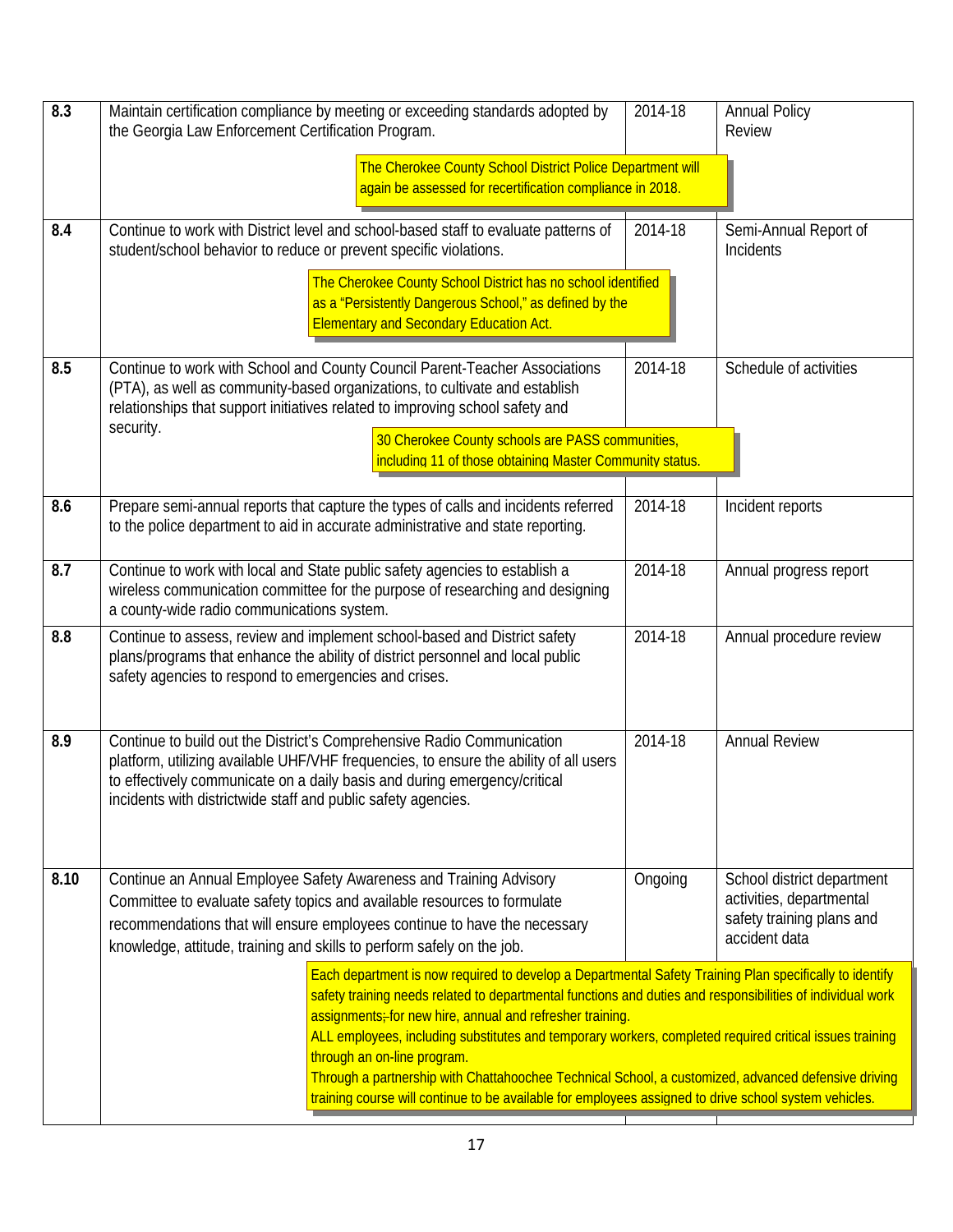| | | | |
|---|---|---|---|
| **8.3** | Maintain certification compliance by meeting or exceeding standards adopted by the Georgia Law Enforcement Certification Program.<br><br>The Cherokee County School District Police Department will again be assessed for recertification compliance in 2018. | 2014-18 | Annual Policy Review |
| **8.4** | Continue to work with District level and school-based staff to evaluate patterns of student/school behavior to reduce or prevent specific violations.<br><br>The Cherokee County School District has no school identified as a "Persistently Dangerous School," as defined by the Elementary and Secondary Education Act. | 2014-18 | Semi-Annual Report of Incidents |
| **8.5** | Continue to work with School and County Council Parent-Teacher Associations (PTA), as well as community-based organizations, to cultivate and establish relationships that support initiatives related to improving school safety and security.<br><br>30 Cherokee County schools are PASS communities, including 11 of those obtaining Master Community status. | 2014-18 | Schedule of activities |
| **8.6** | Prepare semi-annual reports that capture the types of calls and incidents referred to the police department to aid in accurate administrative and state reporting. | 2014-18 | Incident reports |
| **8.7** | Continue to work with local and State public safety agencies to establish a wireless communication committee for the purpose of researching and designing a county-wide radio communications system. | 2014-18 | Annual progress report |
| **8.8** | Continue to assess, review and implement school-based and District safety plans/programs that enhance the ability of district personnel and local public safety agencies to respond to emergencies and crises. | 2014-18 | Annual procedure review |
| **8.9** | Continue to build out the District's Comprehensive Radio Communication platform, utilizing available UHF/VHF frequencies, to ensure the ability of all users to effectively communicate on a daily basis and during emergency/critical incidents with districtwide staff and public safety agencies. | 2014-18 | Annual Review |
| **8.10** | Continue an Annual Employee Safety Awareness and Training Advisory Committee to evaluate safety topics and available resources to formulate recommendations that will ensure employees continue to have the necessary knowledge, attitude, training and skills to perform safely on the job.<br><br>Each department is now required to develop a Departmental Safety Training Plan specifically to identify safety training needs related to departmental functions and duties and responsibilities of individual work assignments; for new hire, annual and refresher training.<br>ALL employees, including substitutes and temporary workers, completed required critical issues training through an on-line program.<br>Through a partnership with Chattahoochee Technical School, a customized, advanced defensive driving training course will continue to be available for employees assigned to drive school system vehicles. | Ongoing | School district department activities, departmental safety training plans and accident data |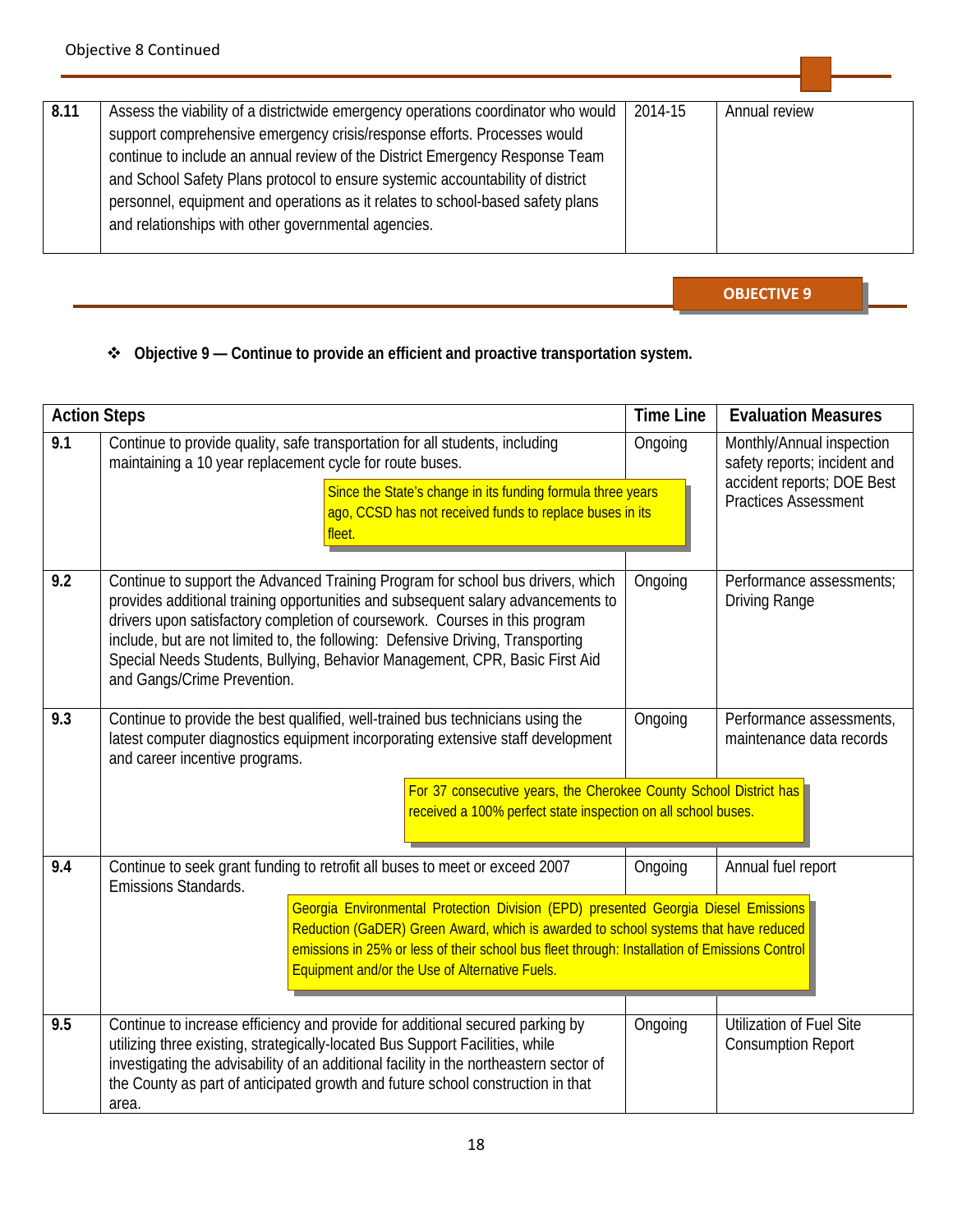Objective 8 Continued

| | | | |
|---|---|---|---|
| 8.11 | Assess the viability of a districtwide emergency operations coordinator who would support comprehensive emergency crisis/response efforts. Processes would continue to include an annual review of the District Emergency Response Team and School Safety Plans protocol to ensure systemic accountability of district personnel, equipment and operations as it relates to school-based safety plans and relationships with other governmental agencies. | 2014-15 | Annual review |

## OBJECTIVE 9

- **Objective 9 — Continue to provide an efficient and proactive transportation system.**

| Action Steps | | Time Line | Evaluation Measures |
|---|---|---|---|
| 9.1 | Continue to provide quality, safe transportation for all students, including maintaining a 10 year replacement cycle for route buses. <br> Since the State's change in its funding formula three years ago, CCSD has not received funds to replace buses in its fleet. | Ongoing | Monthly/Annual inspection safety reports; incident and accident reports; DOE Best Practices Assessment |
| 9.2 | Continue to support the Advanced Training Program for school bus drivers, which provides additional training opportunities and subsequent salary advancements to drivers upon satisfactory completion of coursework. Courses in this program include, but are not limited to, the following: Defensive Driving, Transporting Special Needs Students, Bullying, Behavior Management, CPR, Basic First Aid and Gangs/Crime Prevention. | Ongoing | Performance assessments; Driving Range |
| 9.3 | Continue to provide the best qualified, well-trained bus technicians using the latest computer diagnostics equipment incorporating extensive staff development and career incentive programs. <br> For 37 consecutive years, the Cherokee County School District has received a 100% perfect state inspection on all school buses. | Ongoing | Performance assessments, maintenance data records |
| 9.4 | Continue to seek grant funding to retrofit all buses to meet or exceed 2007 Emissions Standards. <br> Georgia Environmental Protection Division (EPD) presented Georgia Diesel Emissions Reduction (GaDER) Green Award, which is awarded to school systems that have reduced emissions in 25% or less of their school bus fleet through: Installation of Emissions Control Equipment and/or the Use of Alternative Fuels. | Ongoing | Annual fuel report |
| 9.5 | Continue to increase efficiency and provide for additional secured parking by utilizing three existing, strategically-located Bus Support Facilities, while investigating the advisability of an additional facility in the northeastern sector of the County as part of anticipated growth and future school construction in that area. | Ongoing | Utilization of Fuel Site Consumption Report |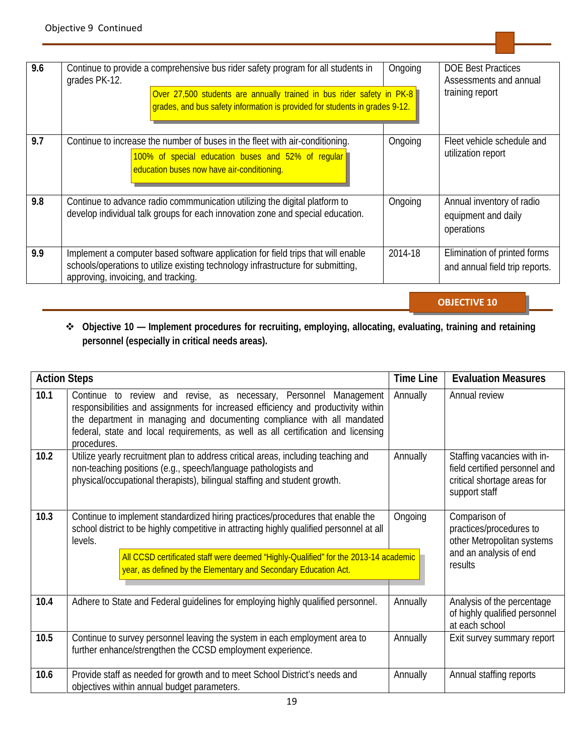Objective 9 Continued

| | | | |
|---|---|---|---|
| 9.6 | Continue to provide a comprehensive bus rider safety program for all students in grades PK-12.<br><br>Over 27,500 students are annually trained in bus rider safety in PK-8 grades, and bus safety information is provided for students in grades 9-12. | Ongoing | DOE Best Practices Assessments and annual training report |
| 9.7 | Continue to increase the number of buses in the fleet with air-conditioning.<br><br>100% of special education buses and 52% of regular education buses now have air-conditioning. | Ongoing | Fleet vehicle schedule and utilization report |
| 9.8 | Continue to advance radio commmunication utilizing the digital platform to develop individual talk groups for each innovation zone and special education. | Ongoing | Annual inventory of radio equipment and daily operations |
| 9.9 | Implement a computer based software application for field trips that will enable schools/operations to utilize existing technology infrastructure for submitting, approving, invoicing, and tracking. | 2014-18 | Elimination of printed forms and annual field trip reports. |

## OBJECTIVE 10

- **Objective 10 — Implement procedures for recruiting, employing, allocating, evaluating, training and retaining personnel (especially in critical needs areas).**

| Action Steps | | Time Line | Evaluation Measures |
|---|---|---|---|
| 10.1 | Continue to review and revise, as necessary, Personnel Management responsibilities and assignments for increased efficiency and productivity within the department in managing and documenting compliance with all mandated federal, state and local requirements, as well as all certification and licensing procedures. | Annually | Annual review |
| 10.2 | Utilize yearly recruitment plan to address critical areas, including teaching and non-teaching positions (e.g., speech/language pathologists and physical/occupational therapists), bilingual staffing and student growth. | Annually | Staffing vacancies with in-field certified personnel and critical shortage areas for support staff |
| 10.3 | Continue to implement standardized hiring practices/procedures that enable the school district to be highly competitive in attracting highly qualified personnel at all levels.<br><br>All CCSD certificated staff were deemed "Highly-Qualified" for the 2013-14 academic year, as defined by the Elementary and Secondary Education Act. | Ongoing | Comparison of practices/procedures to other Metropolitan systems and an analysis of end results |
| 10.4 | Adhere to State and Federal guidelines for employing highly qualified personnel. | Annually | Analysis of the percentage of highly qualified personnel at each school |
| 10.5 | Continue to survey personnel leaving the system in each employment area to further enhance/strengthen the CCSD employment experience. | Annually | Exit survey summary report |
| 10.6 | Provide staff as needed for growth and to meet School District's needs and objectives within annual budget parameters. | Annually | Annual staffing reports |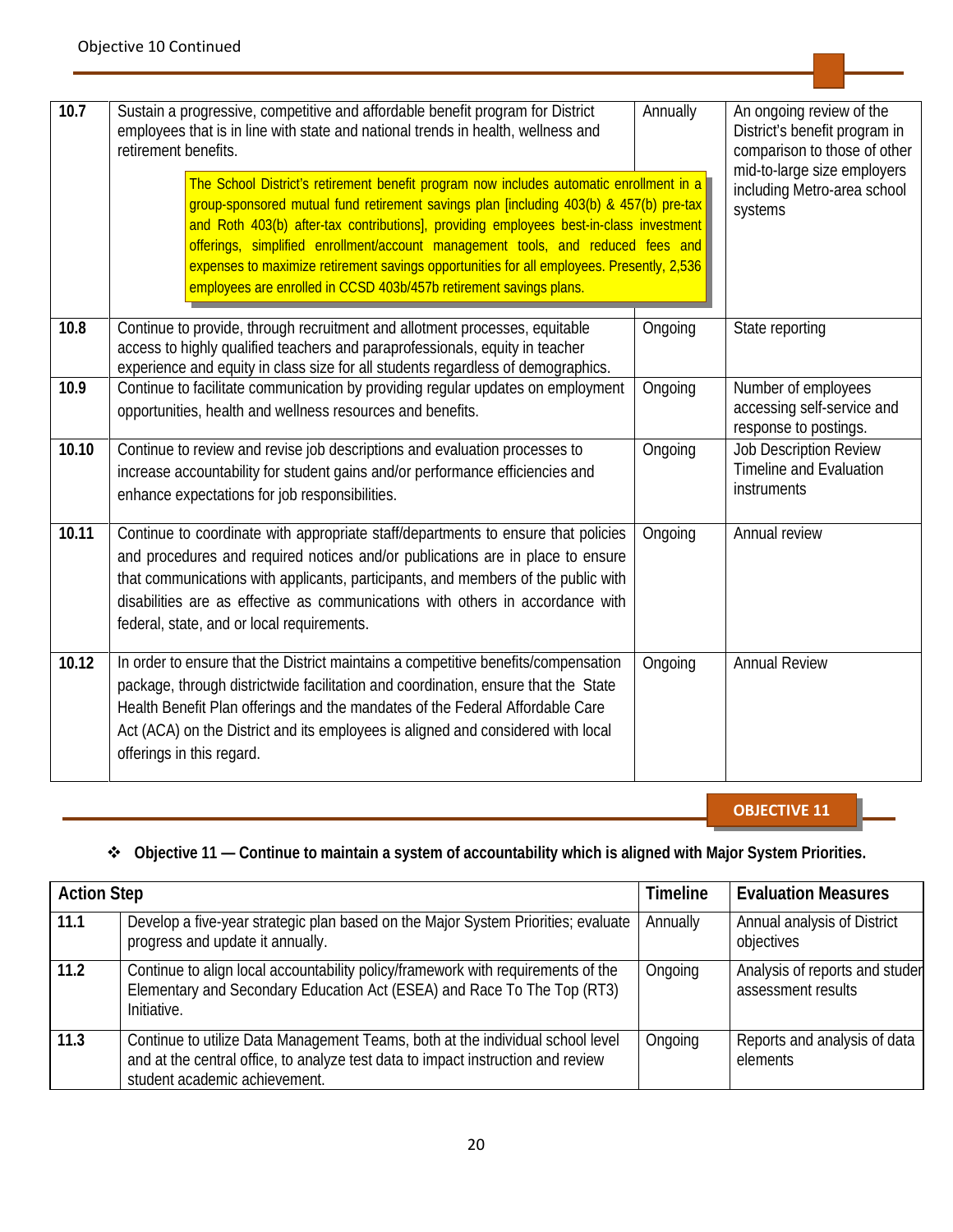Objective 10 Continued

| | | | |
|---|---|---|---|
| **10.7** | Sustain a progressive, competitive and affordable benefit program for District employees that is in line with state and national trends in health, wellness and retirement benefits. The School District's retirement benefit program now includes automatic enrollment in a group-sponsored mutual fund retirement savings plan [including 403(b) & 457(b) pre-tax and Roth 403(b) after-tax contributions], providing employees best-in-class investment offerings, simplified enrollment/account management tools, and reduced fees and expenses to maximize retirement savings opportunities for all employees. Presently, 2,536 employees are enrolled in CCSD 403b/457b retirement savings plans. | Annually | An ongoing review of the District's benefit program in comparison to those of other mid-to-large size employers including Metro-area school systems |
| **10.8** | Continue to provide, through recruitment and allotment processes, equitable access to highly qualified teachers and paraprofessionals, equity in teacher experience and equity in class size for all students regardless of demographics. | Ongoing | State reporting |
| **10.9** | Continue to facilitate communication by providing regular updates on employment opportunities, health and wellness resources and benefits. | Ongoing | Number of employees accessing self-service and response to postings. |
| **10.10** | Continue to review and revise job descriptions and evaluation processes to increase accountability for student gains and/or performance efficiencies and enhance expectations for job responsibilities. | Ongoing | Job Description Review Timeline and Evaluation instruments |
| **10.11** | Continue to coordinate with appropriate staff/departments to ensure that policies and procedures and required notices and/or publications are in place to ensure that communications with applicants, participants, and members of the public with disabilities are as effective as communications with others in accordance with federal, state, and or local requirements. | Ongoing | Annual review |
| **10.12** | In order to ensure that the District maintains a competitive benefits/compensation package, through districtwide facilitation and coordination, ensure that the State Health Benefit Plan offerings and the mandates of the Federal Affordable Care Act (ACA) on the District and its employees is aligned and considered with local offerings in this regard. | Ongoing | Annual Review |

## OBJECTIVE 11

❖ **Objective 11 — Continue to maintain a system of accountability which is aligned with Major System Priorities.**

| Action Step | | Timeline | Evaluation Measures |
|---|---|---|---|
| **11.1** | Develop a five-year strategic plan based on the Major System Priorities; evaluate progress and update it annually. | Annually | Annual analysis of District objectives |
| **11.2** | Continue to align local accountability policy/framework with requirements of the Elementary and Secondary Education Act (ESEA) and Race To The Top (RT3) Initiative. | Ongoing | Analysis of reports and student assessment results |
| **11.3** | Continue to utilize Data Management Teams, both at the individual school level and at the central office, to analyze test data to impact instruction and review student academic achievement. | Ongoing | Reports and analysis of data elements |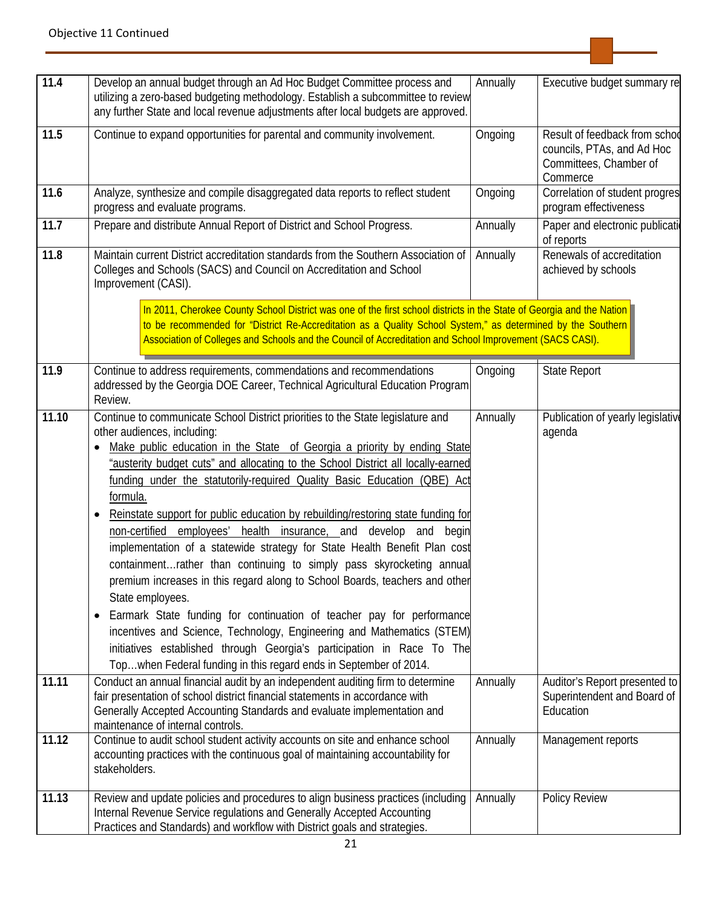Objective 11 Continued

| | | | |
|---|---|---|---|
| 11.4 | Develop an annual budget through an Ad Hoc Budget Committee process and utilizing a zero-based budgeting methodology. Establish a subcommittee to review any further State and local revenue adjustments after local budgets are approved. | Annually | Executive budget summary re |
| 11.5 | Continue to expand opportunities for parental and community involvement. | Ongoing | Result of feedback from schoo councils, PTAs, and Ad Hoc Committees, Chamber of Commerce |
| 11.6 | Analyze, synthesize and compile disaggregated data reports to reflect student progress and evaluate programs. | Ongoing | Correlation of student progres program effectiveness |
| 11.7 | Prepare and distribute Annual Report of District and School Progress. | Annually | Paper and electronic publicati of reports |
| 11.8 | Maintain current District accreditation standards from the Southern Association of Colleges and Schools (SACS) and Council on Accreditation and School Improvement (CASI).<br><br>In 2011, Cherokee County School District was one of the first school districts in the State of Georgia and the Nation to be recommended for "District Re-Accreditation as a Quality School System," as determined by the Southern Association of Colleges and Schools and the Council of Accreditation and School Improvement (SACS CASI). | Annually | Renewals of accreditation achieved by schools |
| 11.9 | Continue to address requirements, commendations and recommendations addressed by the Georgia DOE Career, Technical Agricultural Education Program Review. | Ongoing | State Report |
| 11.10 | Continue to communicate School District priorities to the State legislature and other audiences, including:<br>• Make public education in the State of Georgia a priority by ending State "austerity budget cuts" and allocating to the School District all locally-earned funding under the statutorily-required Quality Basic Education (QBE) Act formula.<br>• Reinstate support for public education by rebuilding/restoring state funding for non-certified employees' health insurance, and develop and begin implementation of a statewide strategy for State Health Benefit Plan cost containment…rather than continuing to simply pass skyrocketing annual premium increases in this regard along to School Boards, teachers and other State employees.<br>• Earmark State funding for continuation of teacher pay for performance incentives and Science, Technology, Engineering and Mathematics (STEM) initiatives established through Georgia's participation in Race To The Top…when Federal funding in this regard ends in September of 2014. | Annually | Publication of yearly legislative agenda |
| 11.11 | Conduct an annual financial audit by an independent auditing firm to determine fair presentation of school district financial statements in accordance with Generally Accepted Accounting Standards and evaluate implementation and maintenance of internal controls. | Annually | Auditor's Report presented to Superintendent and Board of Education |
| 11.12 | Continue to audit school student activity accounts on site and enhance school accounting practices with the continuous goal of maintaining accountability for stakeholders. | Annually | Management reports |
| 11.13 | Review and update policies and procedures to align business practices (including Internal Revenue Service regulations and Generally Accepted Accounting Practices and Standards) and workflow with District goals and strategies. | Annually | Policy Review |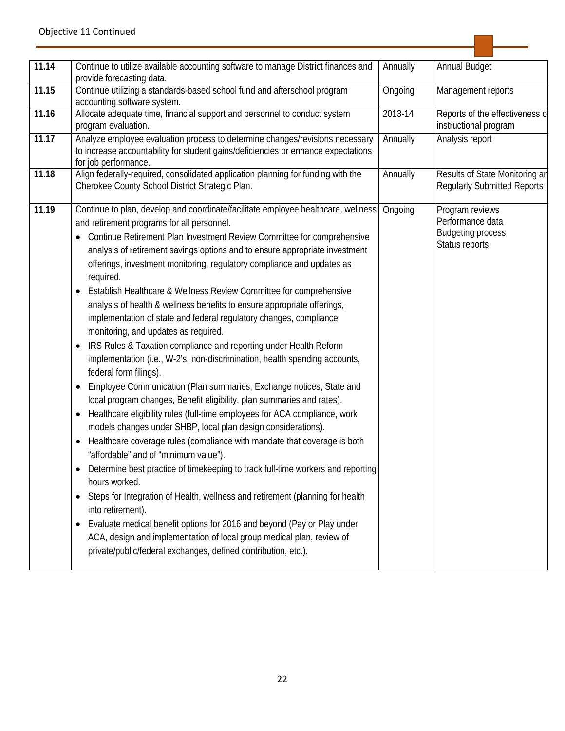Objective 11 Continued

| | | | |
|---|---|---|---|
| **11.14** | Continue to utilize available accounting software to manage District finances and provide forecasting data. | Annually | Annual Budget |
| **11.15** | Continue utilizing a standards-based school fund and afterschool program accounting software system. | Ongoing | Management reports |
| **11.16** | Allocate adequate time, financial support and personnel to conduct system program evaluation. | 2013-14 | Reports of the effectiveness o instructional program |
| **11.17** | Analyze employee evaluation process to determine changes/revisions necessary to increase accountability for student gains/deficiencies or enhance expectations for job performance. | Annually | Analysis report |
| **11.18** | Align federally-required, consolidated application planning for funding with the Cherokee County School District Strategic Plan. | Annually | Results of State Monitoring ar Regularly Submitted Reports |
| **11.19** | Continue to plan, develop and coordinate/facilitate employee healthcare, wellness and retirement programs for all personnel.<br>• Continue Retirement Plan Investment Review Committee for comprehensive analysis of retirement savings options and to ensure appropriate investment offerings, investment monitoring, regulatory compliance and updates as required.<br>• Establish Healthcare & Wellness Review Committee for comprehensive analysis of health & wellness benefits to ensure appropriate offerings, implementation of state and federal regulatory changes, compliance monitoring, and updates as required.<br>• IRS Rules & Taxation compliance and reporting under Health Reform implementation (i.e., W-2's, non-discrimination, health spending accounts, federal form filings).<br>• Employee Communication (Plan summaries, Exchange notices, State and local program changes, Benefit eligibility, plan summaries and rates).<br>• Healthcare eligibility rules (full-time employees for ACA compliance, work models changes under SHBP, local plan design considerations).<br>• Healthcare coverage rules (compliance with mandate that coverage is both "affordable" and of "minimum value").<br>• Determine best practice of timekeeping to track full-time workers and reporting hours worked.<br>• Steps for Integration of Health, wellness and retirement (planning for health into retirement).<br>• Evaluate medical benefit options for 2016 and beyond (Pay or Play under ACA, design and implementation of local group medical plan, review of private/public/federal exchanges, defined contribution, etc.). | Ongoing | Program reviews<br>Performance data<br>Budgeting process<br>Status reports |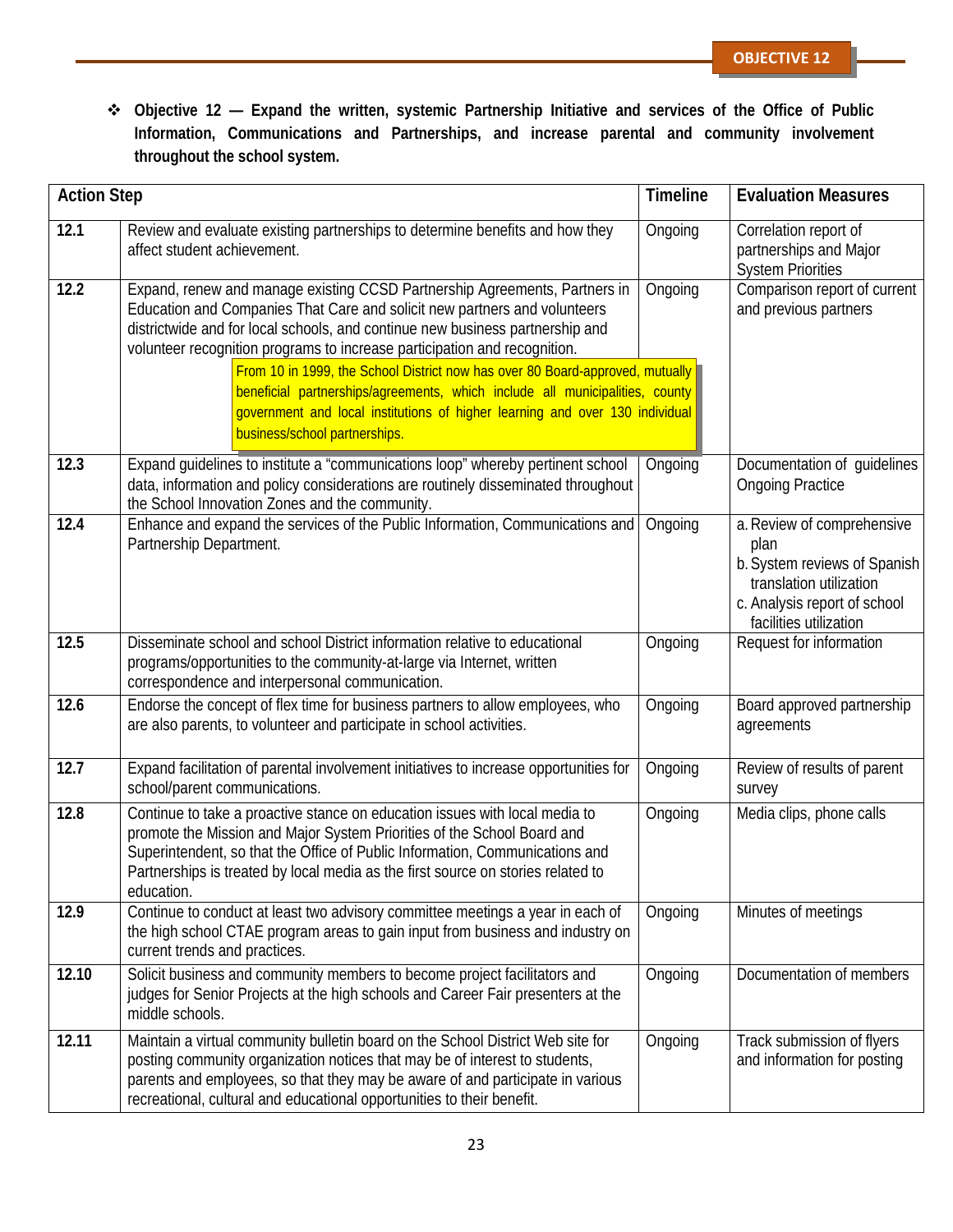**OBJECTIVE 12**

❖ **Objective 12 — Expand the written, systemic Partnership Initiative and services of the Office of Public Information, Communications and Partnerships, and increase parental and community involvement throughout the school system.**

| Action Step | | Timeline | Evaluation Measures |
|---|---|---|---|
| **12.1** | Review and evaluate existing partnerships to determine benefits and how they affect student achievement. | Ongoing | Correlation report of partnerships and Major System Priorities |
| **12.2** | Expand, renew and manage existing CCSD Partnership Agreements, Partners in Education and Companies That Care and solicit new partners and volunteers districtwide and for local schools, and continue new business partnership and volunteer recognition programs to increase participation and recognition. From 10 in 1999, the School District now has over 80 Board-approved, mutually beneficial partnerships/agreements, which include all municipalities, county government and local institutions of higher learning and over 130 individual business/school partnerships. | Ongoing | Comparison report of current and previous partners |
| **12.3** | Expand guidelines to institute a "communications loop" whereby pertinent school data, information and policy considerations are routinely disseminated throughout the School Innovation Zones and the community. | Ongoing | Documentation of guidelines Ongoing Practice |
| **12.4** | Enhance and expand the services of the Public Information, Communications and Partnership Department. | Ongoing | a. Review of comprehensive plan<br>b. System reviews of Spanish translation utilization<br>c. Analysis report of school facilities utilization |
| **12.5** | Disseminate school and school District information relative to educational programs/opportunities to the community-at-large via Internet, written correspondence and interpersonal communication. | Ongoing | Request for information |
| **12.6** | Endorse the concept of flex time for business partners to allow employees, who are also parents, to volunteer and participate in school activities. | Ongoing | Board approved partnership agreements |
| **12.7** | Expand facilitation of parental involvement initiatives to increase opportunities for school/parent communications. | Ongoing | Review of results of parent survey |
| **12.8** | Continue to take a proactive stance on education issues with local media to promote the Mission and Major System Priorities of the School Board and Superintendent, so that the Office of Public Information, Communications and Partnerships is treated by local media as the first source on stories related to education. | Ongoing | Media clips, phone calls |
| **12.9** | Continue to conduct at least two advisory committee meetings a year in each of the high school CTAE program areas to gain input from business and industry on current trends and practices. | Ongoing | Minutes of meetings |
| **12.10** | Solicit business and community members to become project facilitators and judges for Senior Projects at the high schools and Career Fair presenters at the middle schools. | Ongoing | Documentation of members |
| **12.11** | Maintain a virtual community bulletin board on the School District Web site for posting community organization notices that may be of interest to students, parents and employees, so that they may be aware of and participate in various recreational, cultural and educational opportunities to their benefit. | Ongoing | Track submission of flyers and information for posting |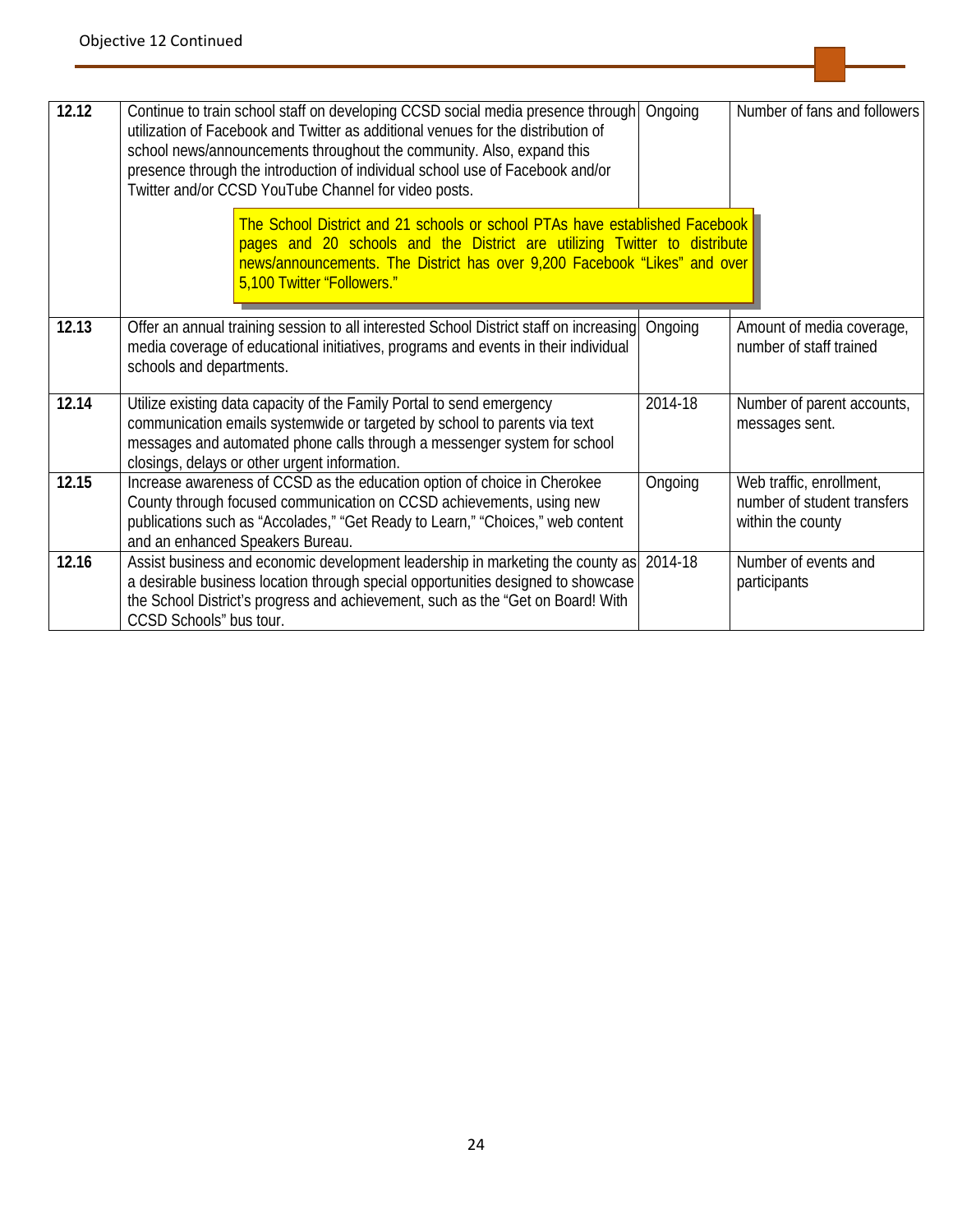Objective 12 Continued

| | | | |
|---|---|---|---|
| **12.12** | Continue to train school staff on developing CCSD social media presence through utilization of Facebook and Twitter as additional venues for the distribution of school news/announcements throughout the community. Also, expand this presence through the introduction of individual school use of Facebook and/or Twitter and/or CCSD YouTube Channel for video posts.<br><br>The School District and 21 schools or school PTAs have established Facebook pages and 20 schools and the District are utilizing Twitter to distribute news/announcements. The District has over 9,200 Facebook "Likes" and over 5,100 Twitter "Followers." | Ongoing | Number of fans and followers |
| **12.13** | Offer an annual training session to all interested School District staff on increasing media coverage of educational initiatives, programs and events in their individual schools and departments. | Ongoing | Amount of media coverage, number of staff trained |
| **12.14** | Utilize existing data capacity of the Family Portal to send emergency communication emails systemwide or targeted by school to parents via text messages and automated phone calls through a messenger system for school closings, delays or other urgent information. | 2014-18 | Number of parent accounts, messages sent. |
| **12.15** | Increase awareness of CCSD as the education option of choice in Cherokee County through focused communication on CCSD achievements, using new publications such as "Accolades," "Get Ready to Learn," "Choices," web content and an enhanced Speakers Bureau. | Ongoing | Web traffic, enrollment, number of student transfers within the county |
| **12.16** | Assist business and economic development leadership in marketing the county as a desirable business location through special opportunities designed to showcase the School District's progress and achievement, such as the "Get on Board! With CCSD Schools" bus tour. | 2014-18 | Number of events and participants |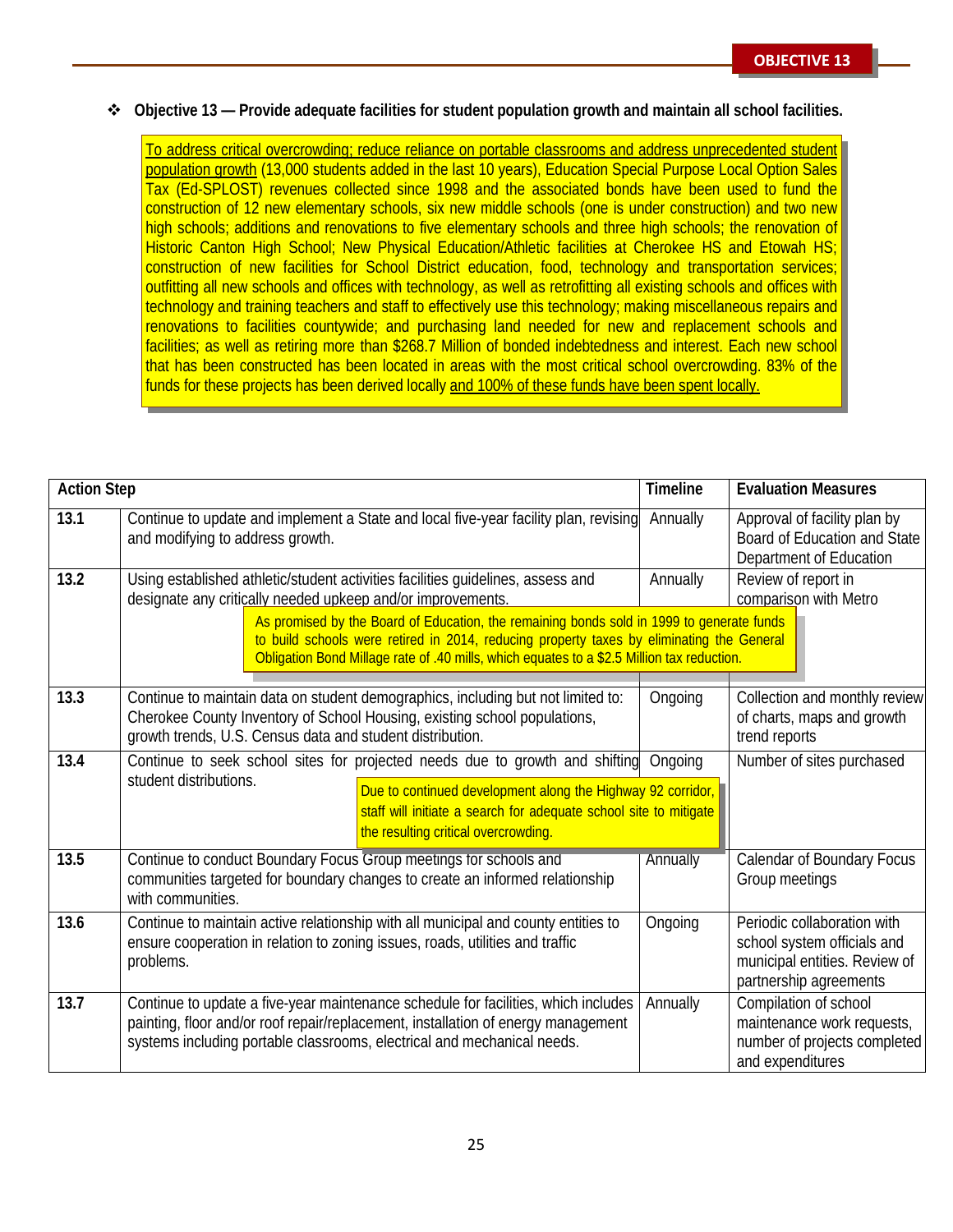**OBJECTIVE 13**

❖ **Objective 13 — Provide adequate facilities for student population growth and maintain all school facilities.**

> To address critical overcrowding; reduce reliance on portable classrooms and address unprecedented student population growth (13,000 students added in the last 10 years), Education Special Purpose Local Option Sales Tax (Ed-SPLOST) revenues collected since 1998 and the associated bonds have been used to fund the construction of 12 new elementary schools, six new middle schools (one is under construction) and two new high schools; additions and renovations to five elementary schools and three high schools; the renovation of Historic Canton High School; New Physical Education/Athletic facilities at Cherokee HS and Etowah HS; construction of new facilities for School District education, food, technology and transportation services; outfitting all new schools and offices with technology, as well as retrofitting all existing schools and offices with technology and training teachers and staff to effectively use this technology; making miscellaneous repairs and renovations to facilities countywide; and purchasing land needed for new and replacement schools and facilities; as well as retiring more than $268.7 Million of bonded indebtedness and interest. Each new school that has been constructed has been located in areas with the most critical school overcrowding. 83% of the funds for these projects has been derived locally and 100% of these funds have been spent locally.

| Action Step | | Timeline | Evaluation Measures |
|---|---|---|---|
| **13.1** | Continue to update and implement a State and local five-year facility plan, revising and modifying to address growth. | Annually | Approval of facility plan by Board of Education and State Department of Education |
| **13.2** | Using established athletic/student activities facilities guidelines, assess and designate any critically needed upkeep and/or improvements. | Annually | Review of report in comparison with Metro |
| **13.3** | Continue to maintain data on student demographics, including but not limited to: Cherokee County Inventory of School Housing, existing school populations, growth trends, U.S. Census data and student distribution. | Ongoing | Collection and monthly review of charts, maps and growth trend reports |
| **13.4** | Continue to seek school sites for projected needs due to growth and shifting student distributions. | Ongoing | Number of sites purchased |
| **13.5** | Continue to conduct Boundary Focus Group meetings for schools and communities targeted for boundary changes to create an informed relationship with communities. | Annually | Calendar of Boundary Focus Group meetings |
| **13.6** | Continue to maintain active relationship with all municipal and county entities to ensure cooperation in relation to zoning issues, roads, utilities and traffic problems. | Ongoing | Periodic collaboration with school system officials and municipal entities. Review of partnership agreements |
| **13.7** | Continue to update a five-year maintenance schedule for facilities, which includes painting, floor and/or roof repair/replacement, installation of energy management systems including portable classrooms, electrical and mechanical needs. | Annually | Compilation of school maintenance work requests, number of projects completed and expenditures |

> As promised by the Board of Education, the remaining bonds sold in 1999 to generate funds to build schools were retired in 2014, reducing property taxes by eliminating the General Obligation Bond Millage rate of .40 mills, which equates to a $2.5 Million tax reduction.

> Due to continued development along the Highway 92 corridor, staff will initiate a search for adequate school site to mitigate the resulting critical overcrowding.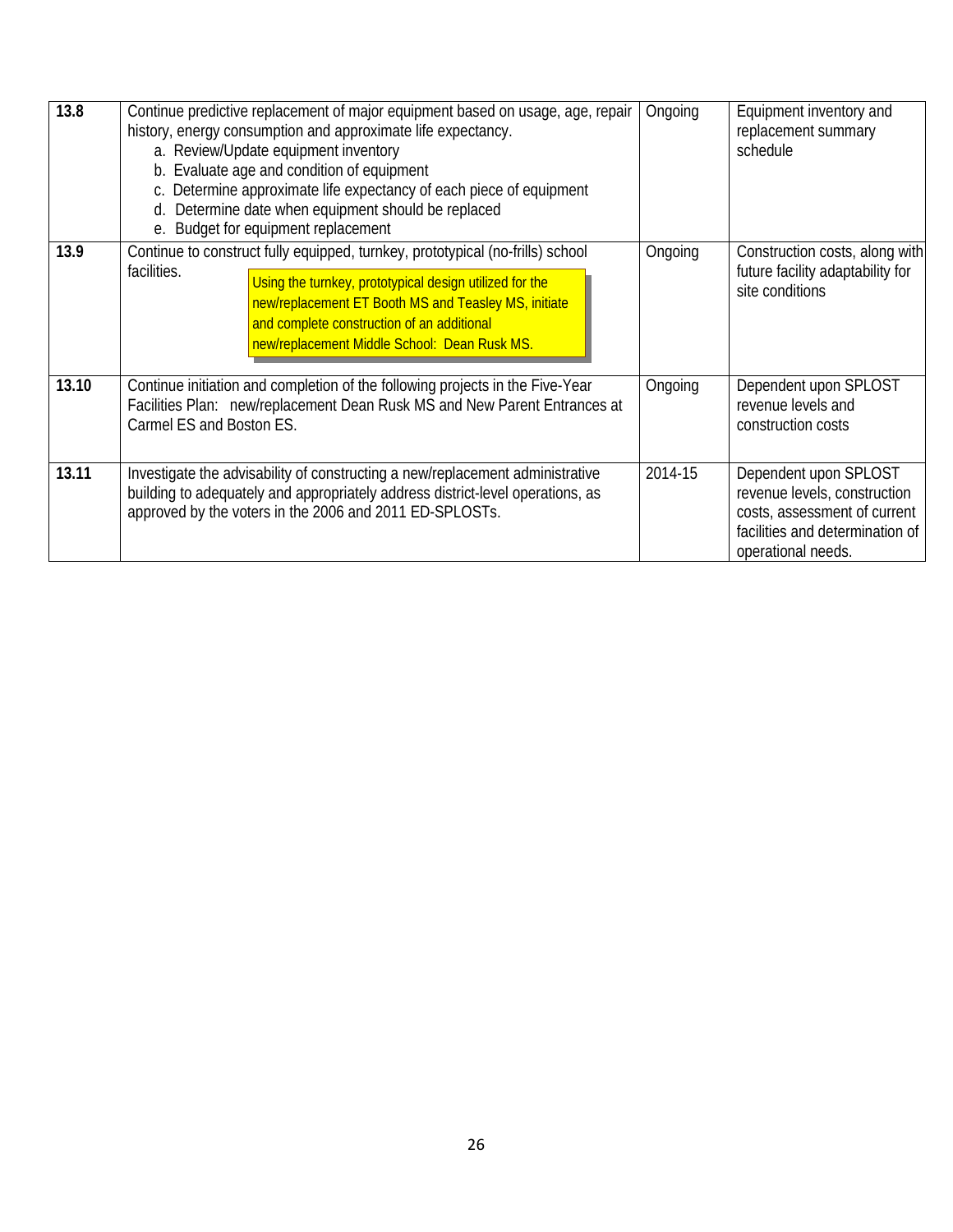| | | | |
|---|---|---|---|
| **13.8** | Continue predictive replacement of major equipment based on usage, age, repair history, energy consumption and approximate life expectancy.<br>a. Review/Update equipment inventory<br>b. Evaluate age and condition of equipment<br>c. Determine approximate life expectancy of each piece of equipment<br>d. Determine date when equipment should be replaced<br>e. Budget for equipment replacement | Ongoing | Equipment inventory and replacement summary schedule |
| **13.9** | Continue to construct fully equipped, turnkey, prototypical (no-frills) school facilities.<br>Using the turnkey, prototypical design utilized for the new/replacement ET Booth MS and Teasley MS, initiate and complete construction of an additional new/replacement Middle School: Dean Rusk MS. | Ongoing | Construction costs, along with future facility adaptability for site conditions |
| **13.10** | Continue initiation and completion of the following projects in the Five-Year Facilities Plan: new/replacement Dean Rusk MS and New Parent Entrances at Carmel ES and Boston ES. | Ongoing | Dependent upon SPLOST revenue levels and construction costs |
| **13.11** | Investigate the advisability of constructing a new/replacement administrative building to adequately and appropriately address district-level operations, as approved by the voters in the 2006 and 2011 ED-SPLOSTs. | 2014-15 | Dependent upon SPLOST revenue levels, construction costs, assessment of current facilities and determination of operational needs. |